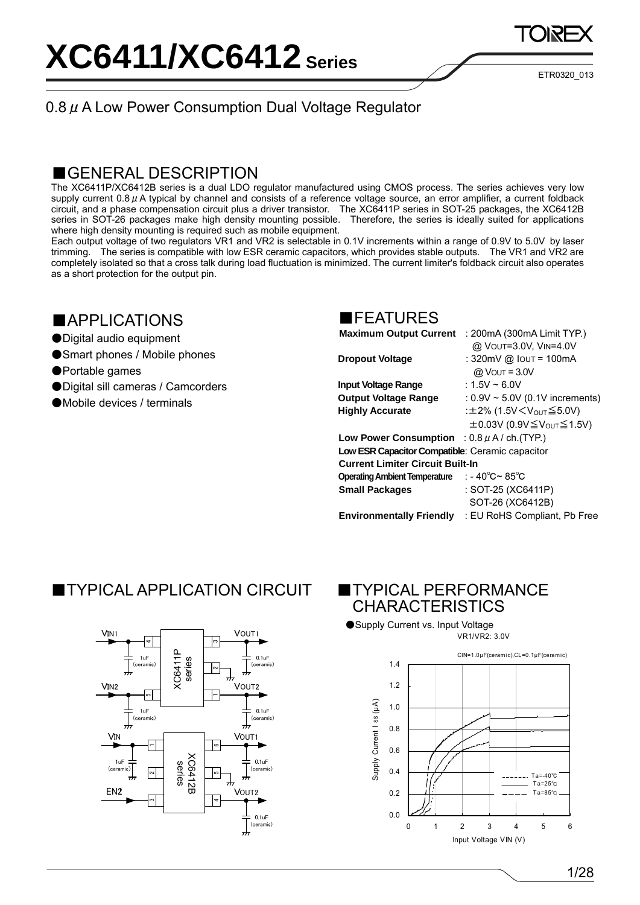# XC6411/XC6412 Series

ETR0320_013

0.8 $\mu$ A Low Power Consumption Dual Voltage Regulator

## ■GENERAL DESCRIPTION

The XC6411P/XC6412B series is a dual LDO regulator manufactured using CMOS process. The series achieves very low supply current 0.8 $\mu$ A typical by channel and consists of a reference voltage source, an error amplifier, a current foldback circuit, and a phase compensation circuit plus a driver transistor. The XC6411P series in SOT-25 packages, the XC6412B series in SOT-26 packages make high density mounting possible. Therefore, the series is ideally suited for applications where high density mounting is required such as mobile equipment.

Each output voltage of two regulators VR1 and VR2 is selectable in 0.1V increments within a range of 0.9V to 5.0V by laser trimming. The series is compatible with low ESR ceramic capacitors, which provides stable outputs. The VR1 and VR2 are completely isolated so that a cross talk during load fluctuation is minimized. The current limiter's foldback circuit also operates as a short protection for the output pin.

## ■APPLICATIONS

- ●Digital audio equipment
- ●Smart phones / Mobile phones
- ●Portable games
- ●Digital sill cameras / Camcorders
- ●Mobile devices / terminals

## ■FEATURES

**Maximum Output Current** : 200mA (300mA Limit TYP.) @ $V_{OUT}$=3.0V, $V_{IN}$=4.0V

**Dropout Voltage** : 320mV @ $I_{OUT}$ = 100mA @ $V_{OUT}$ = 3.0V

**Input Voltage Range** : 1.5V ~ 6.0V

**Output Voltage Range** : 0.9V ~ 5.0V (0.1V increments)

**Highly Accurate** : ±2% (1.5V < $V_{OUT}$ ≦ 5.0V)
±0.03V (0.9V ≦ $V_{OUT}$ ≦ 1.5V)

**Low Power Consumption** : 0.8 $\mu$ A / ch.(TYP.)

**Low ESR Capacitor Compatible**: Ceramic capacitor

**Current Limiter Circuit Built-In**

**Operating Ambient Temperature** : - 40℃~ 85℃

**Small Packages** : SOT-25 (XC6411P)
SOT-26 (XC6412B)

**Environmentally Friendly** : EU RoHS Compliant, Pb Free

## ■TYPICAL APPLICATION CIRCUIT

## ■TYPICAL PERFORMANCE CHARACTERISTICS

●Supply Current vs. Input Voltage

VR1/VR2: 3.0V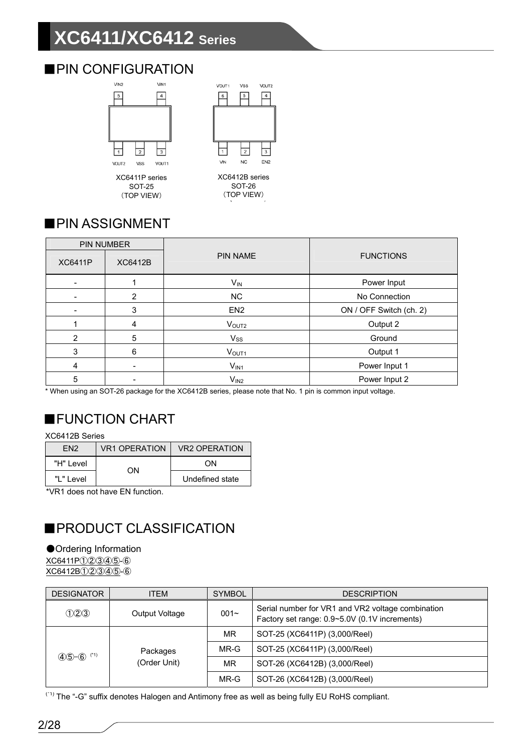## ■PIN CONFIGURATION

XC6411P series
SOT-25
(TOP VIEW)

XC6412B series
SOT-26
(TOP VIEW)

## ■PIN ASSIGNMENT

| PIN NUMBER | | PIN NAME | FUNCTIONS |
|---|---|---|---|
| XC6411P | XC6412B | | |
| - | 1 | $V_{IN}$ | Power Input |
| - | 2 | NC | No Connection |
| - | 3 | EN2 | ON / OFF Switch (ch. 2) |
| 1 | 4 | $V_{OUT2}$ | Output 2 |
| 2 | 5 | $V_{SS}$ | Ground |
| 3 | 6 | $V_{OUT1}$ | Output 1 |
| 4 | - | $V_{IN1}$ | Power Input 1 |
| 5 | - | $V_{IN2}$ | Power Input 2 |

* When using an SOT-26 package for the XC6412B series, please note that No. 1 pin is common input voltage.

## ■FUNCTION CHART

XC6412B Series

| EN2 | VR1 OPERATION | VR2 OPERATION |
|---|---|---|
| "H" Level | ON | ON |
| "L" Level | | Undefined state |

*VR1 does not have EN function.

## ■PRODUCT CLASSIFICATION

●Ordering Information

XC6411P①②③④⑤-⑥
XC6412B①②③④⑤-⑥

| DESIGNATOR | ITEM | SYMBOL | DESCRIPTION |
|---|---|---|---|
| ①②③ | Output Voltage | 001~ | Serial number for VR1 and VR2 voltage combination<br>Factory set range: 0.9~5.0V (0.1V increments) |
| ④⑤-⑥ (*1) | Packages<br>(Order Unit) | MR | SOT-25 (XC6411P) (3,000/Reel) |
| | | MR-G | SOT-25 (XC6411P) (3,000/Reel) |
| | | MR | SOT-26 (XC6412B) (3,000/Reel) |
| | | MR-G | SOT-26 (XC6412B) (3,000/Reel) |

(*1) The "-G" suffix denotes Halogen and Antimony free as well as being fully EU RoHS compliant.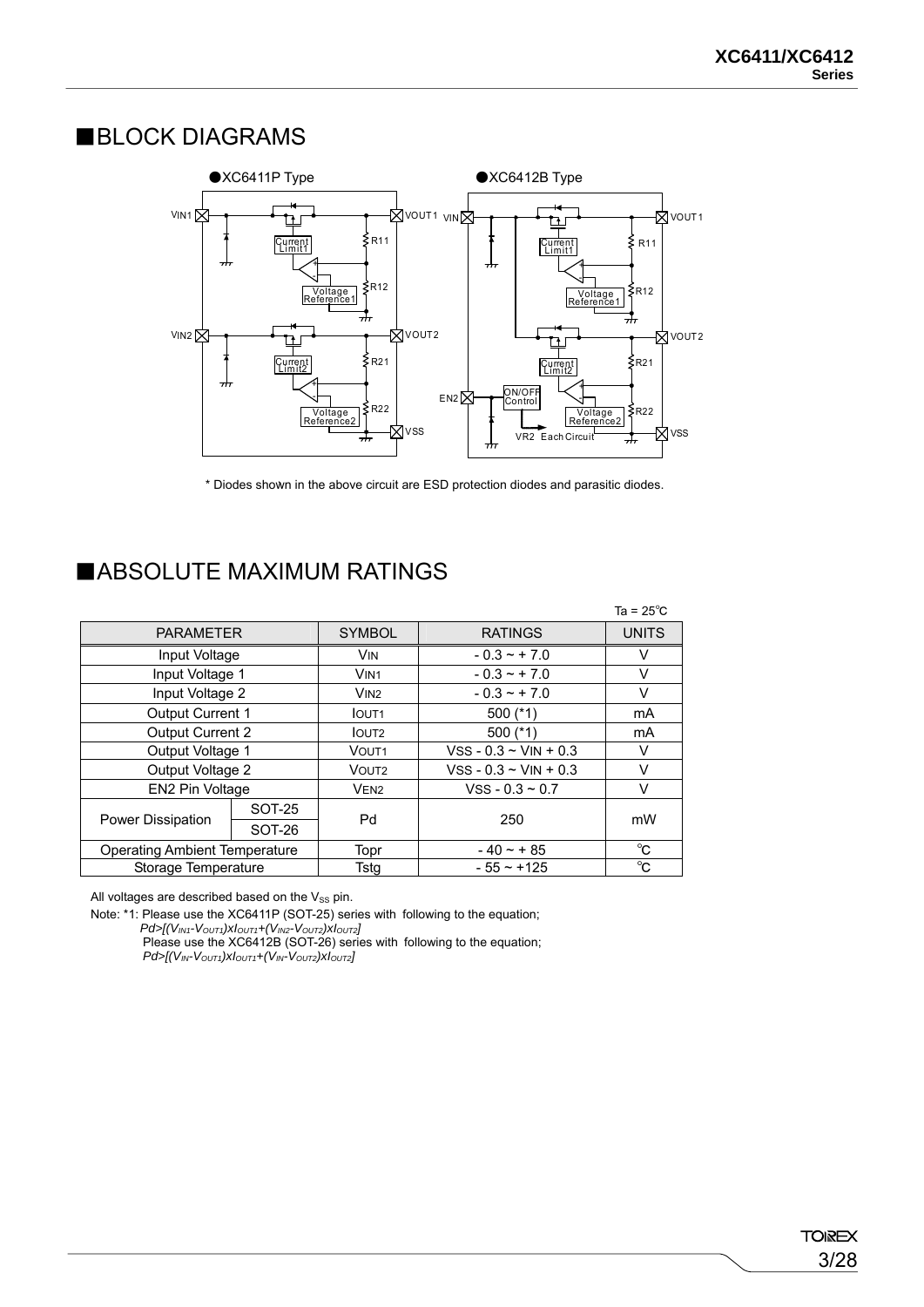## ■BLOCK DIAGRAMS

●XC6411P Type

●XC6412B Type

* Diodes shown in the above circuit are ESD protection diodes and parasitic diodes.

## ■ABSOLUTE MAXIMUM RATINGS

Ta = 25℃

| PARAMETER | | SYMBOL | RATINGS | UNITS |
|---|---|---|---|---|
| Input Voltage | | $V_{IN}$ | - 0.3 ~ + 7.0 | V |
| Input Voltage 1 | | $V_{IN1}$ | - 0.3 ~ + 7.0 | V |
| Input Voltage 2 | | $V_{IN2}$ | - 0.3 ~ + 7.0 | V |
| Output Current 1 | | $I_{OUT1}$ | 500 (*1) | mA |
| Output Current 2 | | $I_{OUT2}$ | 500 (*1) | mA |
| Output Voltage 1 | | $V_{OUT1}$ | $V_{SS}$ - 0.3 ~ $V_{IN}$ + 0.3 | V |
| Output Voltage 2 | | $V_{OUT2}$ | $V_{SS}$ - 0.3 ~ $V_{IN}$ + 0.3 | V |
| EN2 Pin Voltage | | $V_{EN2}$ | $V_{SS}$ - 0.3 ~ 0.7 | V |
| Power Dissipation | SOT-25 | Pd | 250 | mW |
| | SOT-26 | | | |
| Operating Ambient Temperature | | Topr | - 40 ~ + 85 | ℃ |
| Storage Temperature | | Tstg | - 55 ~ +125 | ℃ |

All voltages are described based on the $V_{SS}$ pin.

Note: *1: Please use the XC6411P (SOT-25) series with following to the equation;
$Pd>[(V_{IN1}-V_{OUT1})xI_{OUT1}+(V_{IN2}-V_{OUT2})xI_{OUT2}]$
Please use the XC6412B (SOT-26) series with following to the equation;
$Pd>[(V_{IN}-V_{OUT1})xI_{OUT1}+(V_{IN}-V_{OUT2})xI_{OUT2}]$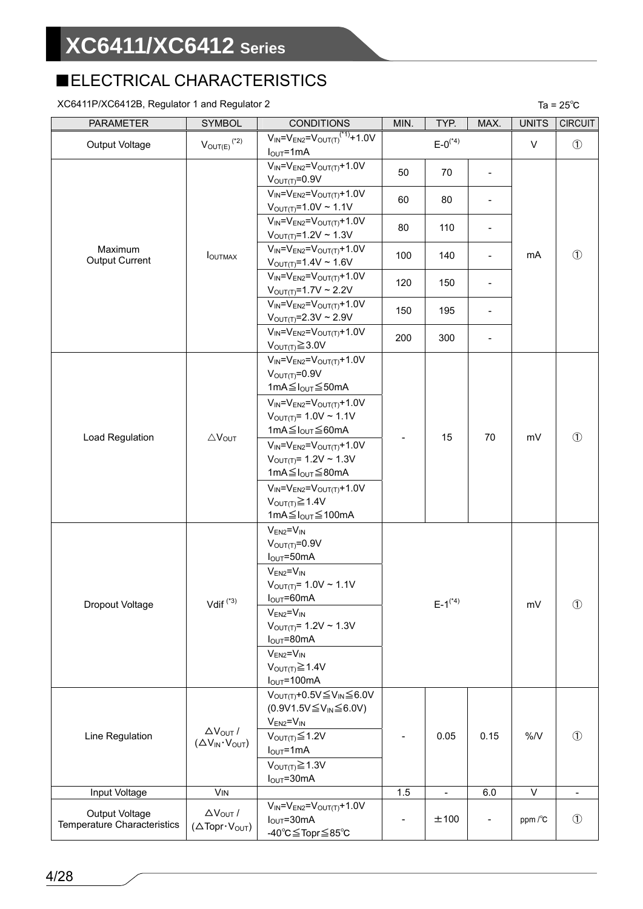## ■ELECTRICAL CHARACTERISTICS

XC6411P/XC6412B, Regulator 1 and Regulator 2

Ta = 25℃

| PARAMETER | SYMBOL | CONDITIONS | MIN. | TYP. | MAX. | UNITS | CIRCUIT |
|---|---|---|---|---|---|---|---|
| Output Voltage | $V_{OUT(E)}$ (*2) | $V_{IN}=V_{EN2}=V_{OUT(T)}$ (*1)+1.0V<br>$I_{OUT}$=1mA | | E-0(*4) | | V | ① |
| Maximum Output Current | $I_{OUTMAX}$ | $V_{IN}=V_{EN2}=V_{OUT(T)}$+1.0V<br>$V_{OUT(T)}$=0.9V | 50 | 70 | - | mA | ① |
| | | $V_{IN}=V_{EN2}=V_{OUT(T)}$+1.0V<br>$V_{OUT(T)}$=1.0V ~ 1.1V | 60 | 80 | - | | |
| | | $V_{IN}=V_{EN2}=V_{OUT(T)}$+1.0V<br>$V_{OUT(T)}$=1.2V ~ 1.3V | 80 | 110 | - | | |
| | | $V_{IN}=V_{EN2}=V_{OUT(T)}$+1.0V<br>$V_{OUT(T)}$=1.4V ~ 1.6V | 100 | 140 | - | | |
| | | $V_{IN}=V_{EN2}=V_{OUT(T)}$+1.0V<br>$V_{OUT(T)}$=1.7V ~ 2.2V | 120 | 150 | - | | |
| | | $V_{IN}=V_{EN2}=V_{OUT(T)}$+1.0V<br>$V_{OUT(T)}$=2.3V ~ 2.9V | 150 | 195 | - | | |
| | | $V_{IN}=V_{EN2}=V_{OUT(T)}$+1.0V<br>$V_{OUT(T)}$≧3.0V | 200 | 300 | - | | |
| Load Regulation | $\triangle V_{OUT}$ | $V_{IN}=V_{EN2}=V_{OUT(T)}$+1.0V<br>$V_{OUT(T)}$=0.9V<br>1mA≦$I_{OUT}$≦50mA | - | 15 | 70 | mV | ① |
| | | $V_{IN}=V_{EN2}=V_{OUT(T)}$+1.0V<br>$V_{OUT(T)}$= 1.0V ~ 1.1V<br>1mA≦$I_{OUT}$≦60mA | | | | | |
| | | $V_{IN}=V_{EN2}=V_{OUT(T)}$+1.0V<br>$V_{OUT(T)}$= 1.2V ~ 1.3V<br>1mA≦$I_{OUT}$≦80mA | | | | | |
| | | $V_{IN}=V_{EN2}=V_{OUT(T)}$+1.0V<br>$V_{OUT(T)}$≧1.4V<br>1mA≦$I_{OUT}$≦100mA | | | | | |
| Dropout Voltage | Vdif (*3) | $V_{EN2}=V_{IN}$<br>$V_{OUT(T)}$=0.9V<br>$I_{OUT}$=50mA | | E-1(*4) | | mV | ① |
| | | $V_{EN2}=V_{IN}$<br>$V_{OUT(T)}$= 1.0V ~ 1.1V<br>$I_{OUT}$=60mA | | | | | |
| | | $V_{EN2}=V_{IN}$<br>$V_{OUT(T)}$= 1.2V ~ 1.3V<br>$I_{OUT}$=80mA | | | | | |
| | | $V_{EN2}=V_{IN}$<br>$V_{OUT(T)}$≧1.4V<br>$I_{OUT}$=100mA | | | | | |
| Line Regulation | $\triangle V_{OUT}$ / ($\triangle V_{IN} \cdot V_{OUT}$) | $V_{OUT(T)}$+0.5V≦$V_{IN}$≦6.0V<br>(0.9V1.5V≦$V_{IN}$≦6.0V)<br>$V_{EN2}=V_{IN}$ | - | 0.05 | 0.15 | %/V | ① |
| | | $V_{OUT(T)}$≦1.2V<br>$I_{OUT}$=1mA | | | | | |
| | | $V_{OUT(T)}$≧1.3V<br>$I_{OUT}$=30mA | | | | | |
| Input Voltage | $V_{IN}$ | | 1.5 | - | 6.0 | V | - |
| Output Voltage Temperature Characteristics | $\triangle V_{OUT}$ / ($\triangle Topr \cdot V_{OUT}$) | $V_{IN}=V_{EN2}=V_{OUT(T)}$+1.0V<br>$I_{OUT}$=30mA<br>-40℃≦Topr≦85℃ | - | ±100 | - | ppm /℃ | ① |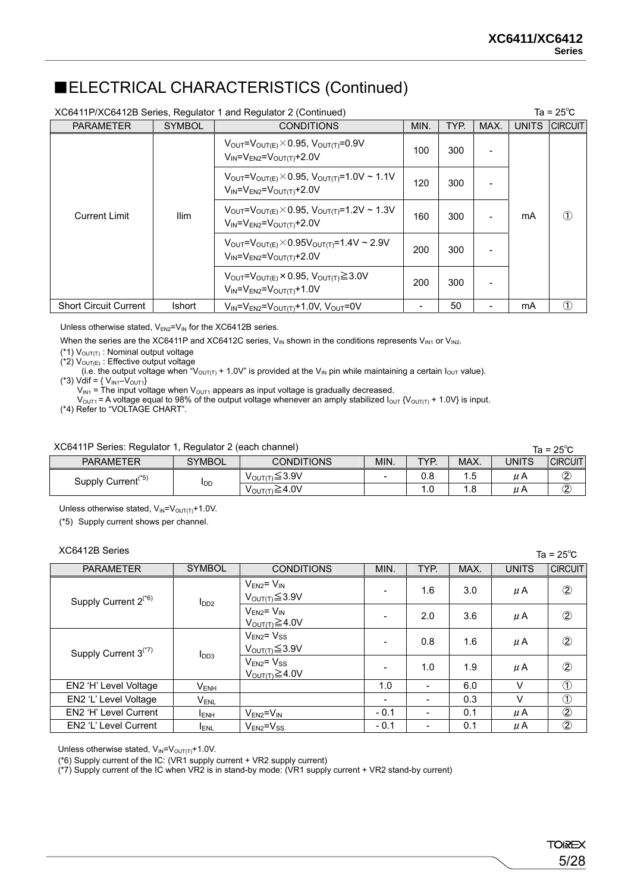## ■ELECTRICAL CHARACTERISTICS (Continued)

XC6411P/XC6412B Series, Regulator 1 and Regulator 2 (Continued) Ta = 25℃

| PARAMETER | SYMBOL | CONDITIONS | MIN. | TYP. | MAX. | UNITS | CIRCUIT |
|---|---|---|---|---|---|---|---|
| Current Limit | Ilim | $V_{OUT}=V_{OUT(E)}\times0.95$, $V_{OUT(T)}=0.9V$ $V_{IN}=V_{EN2}=V_{OUT(T)}+2.0V$ | 100 | 300 | - | mA | ① |
| | | $V_{OUT}=V_{OUT(E)}\times0.95$, $V_{OUT(T)}=1.0V \sim 1.1V$ $V_{IN}=V_{EN2}=V_{OUT(T)}+2.0V$ | 120 | 300 | - | | |
| | | $V_{OUT}=V_{OUT(E)}\times0.95$, $V_{OUT(T)}=1.2V \sim 1.3V$ $V_{IN}=V_{EN2}=V_{OUT(T)}+2.0V$ | 160 | 300 | - | | |
| | | $V_{OUT}=V_{OUT(E)}\times0.95V_{OUT(T)}=1.4V \sim 2.9V$ $V_{IN}=V_{EN2}=V_{OUT(T)}+2.0V$ | 200 | 300 | - | | |
| | | $V_{OUT}=V_{OUT(E)}\times0.95$, $V_{OUT(T)}\geqq3.0V$ $V_{IN}=V_{EN2}=V_{OUT(T)}+1.0V$ | 200 | 300 | - | | |
| Short Circuit Current | Ishort | $V_{IN}=V_{EN2}=V_{OUT(T)}+1.0V$, $V_{OUT}=0V$ | - | 50 | - | mA | ① |

Unless otherwise stated, $V_{EN2}=V_{IN}$ for the XC6412B series.

When the series are the XC6411P and XC6412C series, $V_{IN}$ shown in the conditions represents $V_{IN1}$ or $V_{IN2}$.

(*1) $V_{OUT(T)}$ : Nominal output voltage
(*2) $V_{OUT(E)}$ : Effective output voltage
(i.e. the output voltage when "$V_{OUT(T)}$ + 1.0V" is provided at the $V_{IN}$ pin while maintaining a certain $I_{OUT}$ value).
(*3) Vdif = { $V_{IN1}$–$V_{OUT1}$}
$V_{IN1}$ = The input voltage when $V_{OUT1}$ appears as input voltage is gradually decreased.
$V_{OUT1}$ = A voltage equal to 98% of the output voltage whenever an amply stabilized $I_{OUT}$ {$V_{OUT(T)}$ + 1.0V} is input.
(*4) Refer to "VOLTAGE CHART".

XC6411P Series: Regulator 1, Regulator 2 (each channel) Ta = 25℃

| PARAMETER | SYMBOL | CONDITIONS | MIN. | TYP. | MAX. | UNITS | CIRCUIT |
|---|---|---|---|---|---|---|---|
| Supply Current(*5) | $I_{DD}$ | $V_{OUT(T)}\leqq3.9V$ | - | 0.8 | 1.5 | μA | ② |
| | | $V_{OUT(T)}\geqq4.0V$ | | 1.0 | 1.8 | μA | ② |

Unless otherwise stated, $V_{IN}=V_{OUT(T)}+1.0V$.

(*5) Supply current shows per channel.

XC6412B Series Ta = 25℃

| PARAMETER | SYMBOL | CONDITIONS | MIN. | TYP. | MAX. | UNITS | CIRCUIT |
|---|---|---|---|---|---|---|---|
| Supply Current 2(*6) | $I_{DD2}$ | $V_{EN2}=V_{IN}$ $V_{OUT(T)}\leqq3.9V$ | - | 1.6 | 3.0 | μA | ② |
| | | $V_{EN2}=V_{IN}$ $V_{OUT(T)}\geqq4.0V$ | - | 2.0 | 3.6 | μA | ② |
| Supply Current 3(*7) | $I_{DD3}$ | $V_{EN2}=V_{SS}$ $V_{OUT(T)}\leqq3.9V$ | - | 0.8 | 1.6 | μA | ② |
| | | $V_{EN2}=V_{SS}$ $V_{OUT(T)}\geqq4.0V$ | - | 1.0 | 1.9 | μA | ② |
| EN2 'H' Level Voltage | $V_{ENH}$ | | 1.0 | - | 6.0 | V | ① |
| EN2 'L' Level Voltage | $V_{ENL}$ | | - | - | 0.3 | V | ① |
| EN2 'H' Level Current | $I_{ENH}$ | $V_{EN2}=V_{IN}$ | - 0.1 | - | 0.1 | μA | ② |
| EN2 'L' Level Current | $I_{ENL}$ | $V_{EN2}=V_{SS}$ | - 0.1 | - | 0.1 | μA | ② |

Unless otherwise stated, $V_{IN}=V_{OUT(T)}+1.0V$.

(*6) Supply current of the IC: (VR1 supply current + VR2 supply current)
(*7) Supply current of the IC when VR2 is in stand-by mode: (VR1 supply current + VR2 stand-by current)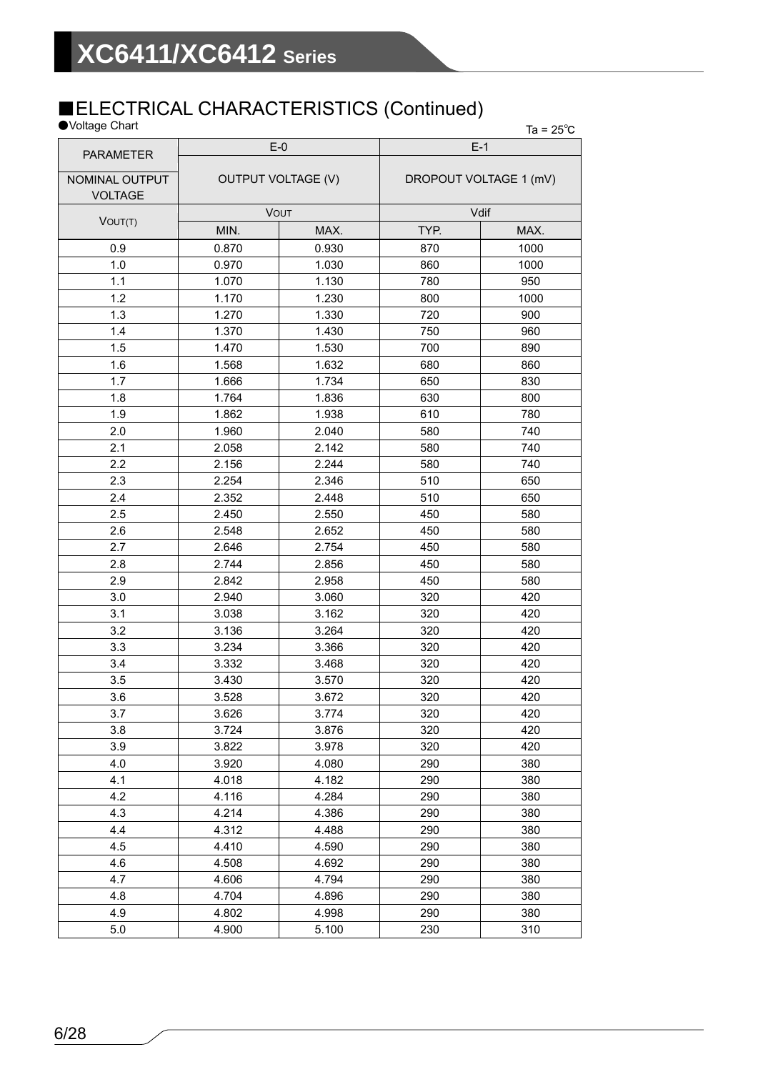## ■ELECTRICAL CHARACTERISTICS (Continued)

●Voltage Chart

Ta = 25℃

| PARAMETER | E-0 | | E-1 | |
|---|---|---|---|---|
| NOMINAL OUTPUT VOLTAGE | OUTPUT VOLTAGE (V) | | DROPOUT VOLTAGE 1 (mV) | |
| $V_{OUT(T)}$ | $V_{OUT}$ | | Vdif | |
| | MIN. | MAX. | TYP. | MAX. |
| 0.9 | 0.870 | 0.930 | 870 | 1000 |
| 1.0 | 0.970 | 1.030 | 860 | 1000 |
| 1.1 | 1.070 | 1.130 | 780 | 950 |
| 1.2 | 1.170 | 1.230 | 800 | 1000 |
| 1.3 | 1.270 | 1.330 | 720 | 900 |
| 1.4 | 1.370 | 1.430 | 750 | 960 |
| 1.5 | 1.470 | 1.530 | 700 | 890 |
| 1.6 | 1.568 | 1.632 | 680 | 860 |
| 1.7 | 1.666 | 1.734 | 650 | 830 |
| 1.8 | 1.764 | 1.836 | 630 | 800 |
| 1.9 | 1.862 | 1.938 | 610 | 780 |
| 2.0 | 1.960 | 2.040 | 580 | 740 |
| 2.1 | 2.058 | 2.142 | 580 | 740 |
| 2.2 | 2.156 | 2.244 | 580 | 740 |
| 2.3 | 2.254 | 2.346 | 510 | 650 |
| 2.4 | 2.352 | 2.448 | 510 | 650 |
| 2.5 | 2.450 | 2.550 | 450 | 580 |
| 2.6 | 2.548 | 2.652 | 450 | 580 |
| 2.7 | 2.646 | 2.754 | 450 | 580 |
| 2.8 | 2.744 | 2.856 | 450 | 580 |
| 2.9 | 2.842 | 2.958 | 450 | 580 |
| 3.0 | 2.940 | 3.060 | 320 | 420 |
| 3.1 | 3.038 | 3.162 | 320 | 420 |
| 3.2 | 3.136 | 3.264 | 320 | 420 |
| 3.3 | 3.234 | 3.366 | 320 | 420 |
| 3.4 | 3.332 | 3.468 | 320 | 420 |
| 3.5 | 3.430 | 3.570 | 320 | 420 |
| 3.6 | 3.528 | 3.672 | 320 | 420 |
| 3.7 | 3.626 | 3.774 | 320 | 420 |
| 3.8 | 3.724 | 3.876 | 320 | 420 |
| 3.9 | 3.822 | 3.978 | 320 | 420 |
| 4.0 | 3.920 | 4.080 | 290 | 380 |
| 4.1 | 4.018 | 4.182 | 290 | 380 |
| 4.2 | 4.116 | 4.284 | 290 | 380 |
| 4.3 | 4.214 | 4.386 | 290 | 380 |
| 4.4 | 4.312 | 4.488 | 290 | 380 |
| 4.5 | 4.410 | 4.590 | 290 | 380 |
| 4.6 | 4.508 | 4.692 | 290 | 380 |
| 4.7 | 4.606 | 4.794 | 290 | 380 |
| 4.8 | 4.704 | 4.896 | 290 | 380 |
| 4.9 | 4.802 | 4.998 | 290 | 380 |
| 5.0 | 4.900 | 5.100 | 230 | 310 |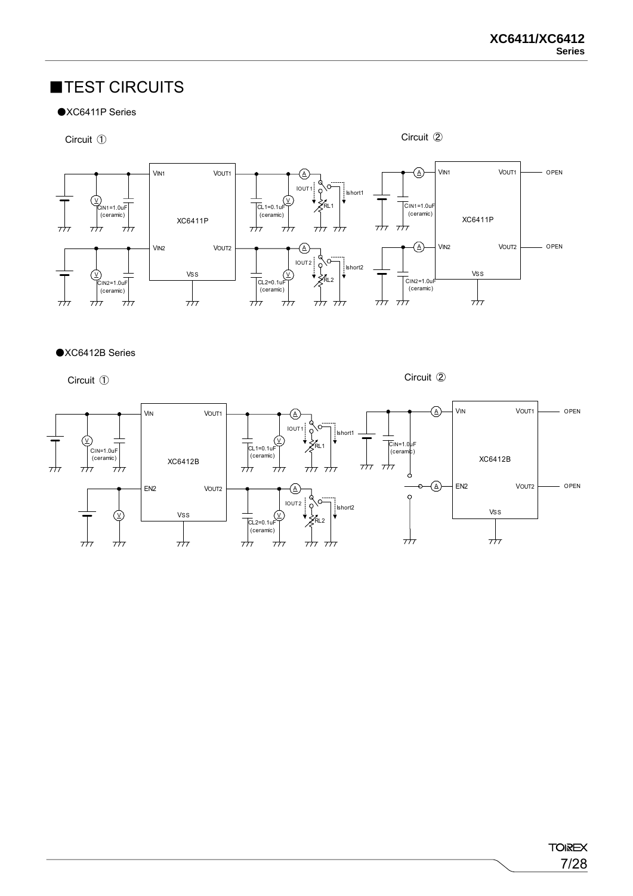## ■TEST CIRCUITS

●XC6411P Series

Circuit ①

Circuit ②

●XC6412B Series

Circuit ①

Circuit ②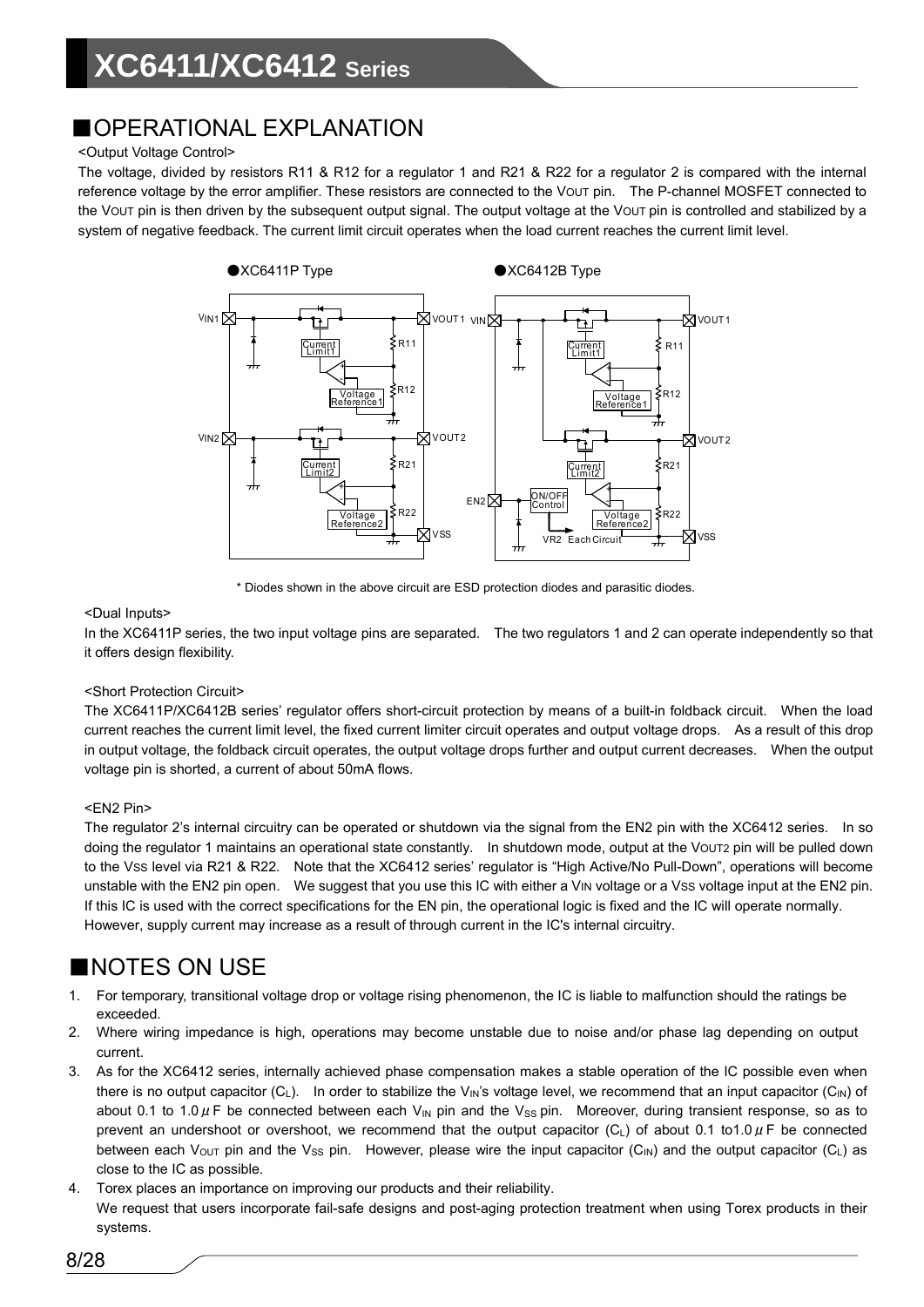## ■OPERATIONAL EXPLANATION

<Output Voltage Control>

The voltage, divided by resistors R11 & R12 for a regulator 1 and R21 & R22 for a regulator 2 is compared with the internal reference voltage by the error amplifier. These resistors are connected to the $V_{OUT}$ pin. The P-channel MOSFET connected to the $V_{OUT}$ pin is then driven by the subsequent output signal. The output voltage at the $V_{OUT}$ pin is controlled and stabilized by a system of negative feedback. The current limit circuit operates when the load current reaches the current limit level.

●XC6411P Type ●XC6412B Type

\* Diodes shown in the above circuit are ESD protection diodes and parasitic diodes.

<Dual Inputs>

In the XC6411P series, the two input voltage pins are separated. The two regulators 1 and 2 can operate independently so that it offers design flexibility.

<Short Protection Circuit>

The XC6411P/XC6412B series' regulator offers short-circuit protection by means of a built-in foldback circuit. When the load current reaches the current limit level, the fixed current limiter circuit operates and output voltage drops. As a result of this drop in output voltage, the foldback circuit operates, the output voltage drops further and output current decreases. When the output voltage pin is shorted, a current of about 50mA flows.

<EN2 Pin>

The regulator 2's internal circuitry can be operated or shutdown via the signal from the EN2 pin with the XC6412 series. In so doing the regulator 1 maintains an operational state constantly. In shutdown mode, output at the $V_{OUT2}$ pin will be pulled down to the $V_{SS}$ level via R21 & R22. Note that the XC6412 series' regulator is "High Active/No Pull-Down", operations will become unstable with the EN2 pin open. We suggest that you use this IC with either a $V_{IN}$ voltage or a $V_{SS}$ voltage input at the EN2 pin. If this IC is used with the correct specifications for the EN pin, the operational logic is fixed and the IC will operate normally. However, supply current may increase as a result of through current in the IC's internal circuitry.

## ■NOTES ON USE

1. For temporary, transitional voltage drop or voltage rising phenomenon, the IC is liable to malfunction should the ratings be exceeded.
2. Where wiring impedance is high, operations may become unstable due to noise and/or phase lag depending on output current.
3. As for the XC6412 series, internally achieved phase compensation makes a stable operation of the IC possible even when there is no output capacitor ($C_L$). In order to stabilize the $V_{IN}$'s voltage level, we recommend that an input capacitor ($C_{IN}$) of about 0.1 to 1.0$\mu$F be connected between each $V_{IN}$ pin and the $V_{SS}$ pin. Moreover, during transient response, so as to prevent an undershoot or overshoot, we recommend that the output capacitor ($C_L$) of about 0.1 to1.0$\mu$F be connected between each $V_{OUT}$ pin and the $V_{SS}$ pin. However, please wire the input capacitor ($C_{IN}$) and the output capacitor ($C_L$) as close to the IC as possible.
4. Torex places an importance on improving our products and their reliability.
   We request that users incorporate fail-safe designs and post-aging protection treatment when using Torex products in their systems.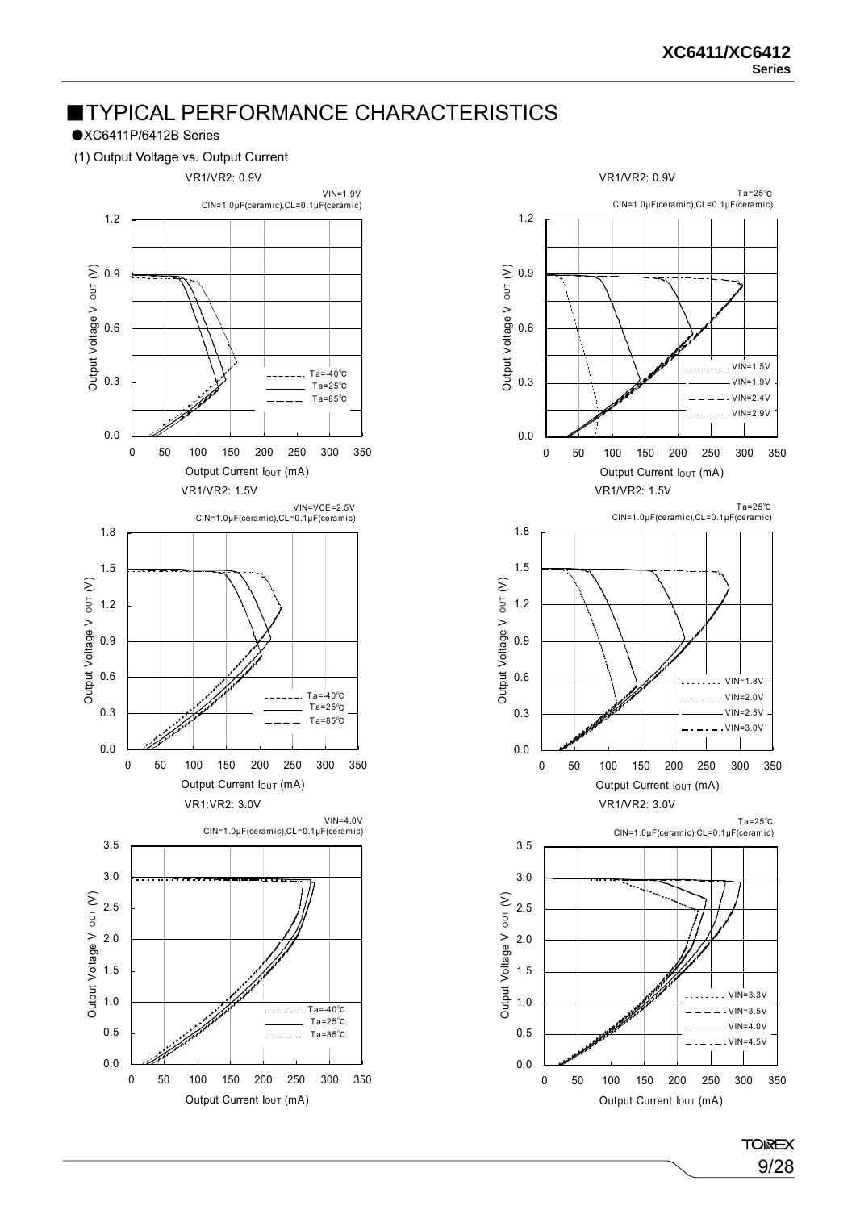## ■TYPICAL PERFORMANCE CHARACTERISTICS

●XC6411P/6412B Series

(1) Output Voltage vs. Output Current

VR1/VR2: 0.9V

VIN=1.9V
CIN=1.0μF(ceramic),CL=0.1μF(ceramic)

Output Voltage $V_{OUT}$ (V) — 0.0, 0.3, 0.6, 0.9, 1.2

Output Current $I_{OUT}$ (mA) — 0, 50, 100, 150, 200, 250, 300, 350

Ta=-40℃, Ta=25℃, Ta=85℃

VR1/VR2: 0.9V

Ta=25℃
CIN=1.0μF(ceramic),CL=0.1μF(ceramic)

Output Voltage $V_{OUT}$ (V) — 0.0, 0.3, 0.6, 0.9, 1.2

Output Current $I_{OUT}$ (mA) — 0, 50, 100, 150, 200, 250, 300, 350

VIN=1.5V, VIN=1.9V, VIN=2.4V, VIN=2.9V

VR1/VR2: 1.5V

VIN=VCE=2.5V
CIN=1.0μF(ceramic),CL=0.1μF(ceramic)

Output Voltage $V_{OUT}$ (V) — 0.0, 0.3, 0.6, 0.9, 1.2, 1.5, 1.8

Output Current $I_{OUT}$ (mA) — 0, 50, 100, 150, 200, 250, 300, 350

Ta=-40℃, Ta=25℃, Ta=85℃

VR1/VR2: 1.5V

Ta=25℃
CIN=1.0μF(ceramic),CL=0.1μF(ceramic)

Output Voltage $V_{OUT}$ (V) — 0.0, 0.3, 0.6, 0.9, 1.2, 1.5, 1.8

Output Current $I_{OUT}$ (mA) — 0, 50, 100, 150, 200, 250, 300, 350

VIN=1.8V, VIN=2.0V, VIN=2.5V, VIN=3.0V

VR1:VR2: 3.0V

VIN=4.0V
CIN=1.0μF(ceramic),CL=0.1μF(ceramic)

Output Voltage $V_{OUT}$ (V) — 0.0, 0.5, 1.0, 1.5, 2.0, 2.5, 3.0, 3.5

Output Current $I_{OUT}$ (mA) — 0, 50, 100, 150, 200, 250, 300, 350

Ta=-40℃, Ta=25℃, Ta=85℃

VR1/VR2: 3.0V

Ta=25℃
CIN=1.0μF(ceramic),CL=0.1μF(ceramic)

Output Voltage $V_{OUT}$ (V) — 0.0, 0.5, 1.0, 1.5, 2.0, 2.5, 3.0, 3.5

Output Current $I_{OUT}$ (mA) — 0, 50, 100, 150, 200, 250, 300, 350

VIN=3.3V, VIN=3.5V, VIN=4.0V, VIN=4.5V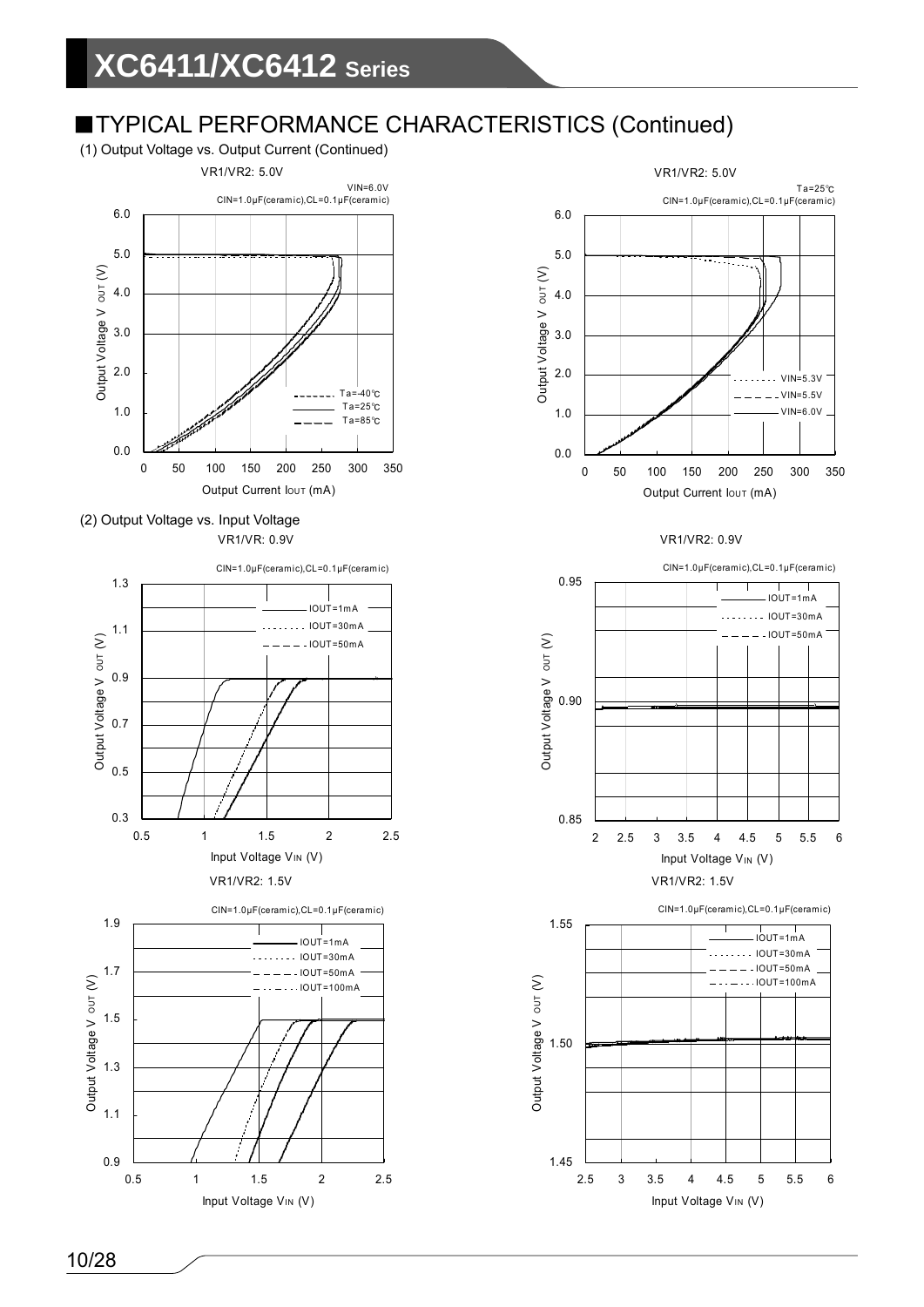## ■TYPICAL PERFORMANCE CHARACTERISTICS (Continued)

(1) Output Voltage vs. Output Current (Continued)

VR1/VR2: 5.0V

VIN=6.0V
CIN=1.0μF(ceramic),CL=0.1μF(ceramic)

Output Voltage $V_{OUT}$ (V)

Output Current $I_{OUT}$ (mA)

Ta=-40℃
Ta=25℃
Ta=85℃

VR1/VR2: 5.0V

Ta=25℃
CIN=1.0μF(ceramic),CL=0.1μF(ceramic)

Output Voltage $V_{OUT}$ (V)

Output Current $I_{OUT}$ (mA)

VIN=5.3V
VIN=5.5V
VIN=6.0V

(2) Output Voltage vs. Input Voltage

VR1/VR: 0.9V

CIN=1.0μF(ceramic),CL=0.1μF(ceramic)

Output Voltage $V_{OUT}$ (V)

Input Voltage $V_{IN}$ (V)

IOUT=1mA
IOUT=30mA
IOUT=50mA

VR1/VR2: 0.9V

CIN=1.0μF(ceramic),CL=0.1μF(ceramic)

Output Voltage $V_{OUT}$ (V)

Input Voltage $V_{IN}$ (V)

IOUT=1mA
IOUT=30mA
IOUT=50mA

VR1/VR2: 1.5V

CIN=1.0μF(ceramic),CL=0.1μF(ceramic)

Output Voltage $V_{OUT}$ (V)

Input Voltage $V_{IN}$ (V)

IOUT=1mA
IOUT=30mA
IOUT=50mA
IOUT=100mA

VR1/VR2: 1.5V

CIN=1.0μF(ceramic),CL=0.1μF(ceramic)

Output Voltage $V_{OUT}$ (V)

Input Voltage $V_{IN}$ (V)

IOUT=1mA
IOUT=30mA
IOUT=50mA
IOUT=100mA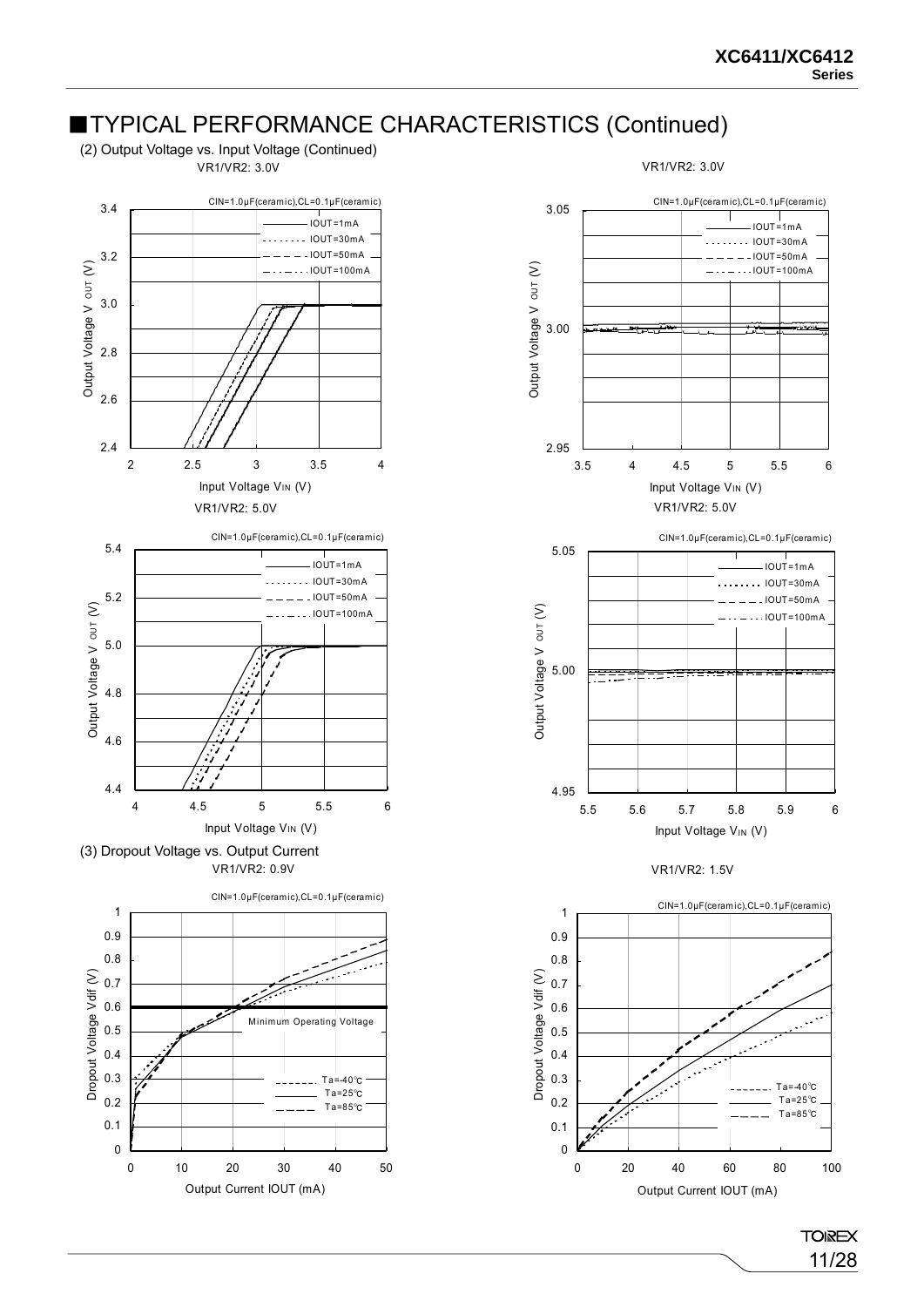# ■TYPICAL PERFORMANCE CHARACTERISTICS (Continued)

(2) Output Voltage vs. Input Voltage (Continued)

VR1/VR2: 3.0V

CIN=1.0μF(ceramic),CL=0.1μF(ceramic)

IOUT=1mA
IOUT=30mA
IOUT=50mA
IOUT=100mA

Output Voltage V OUT (V)

Input Voltage VIN (V)

VR1/VR2: 3.0V

CIN=1.0μF(ceramic),CL=0.1μF(ceramic)

IOUT=1mA
IOUT=30mA
IOUT=50mA
IOUT=100mA

Output Voltage V OUT (V)

Input Voltage VIN (V)

VR1/VR2: 5.0V

CIN=1.0μF(ceramic),CL=0.1μF(ceramic)

IOUT=1mA
IOUT=30mA
IOUT=50mA
IOUT=100mA

Output Voltage V OUT (V)

Input Voltage VIN (V)

VR1/VR2: 5.0V

CIN=1.0μF(ceramic),CL=0.1μF(ceramic)

IOUT=1mA
IOUT=30mA
IOUT=50mA
IOUT=100mA

Output Voltage V OUT (V)

Input Voltage VIN (V)

(3) Dropout Voltage vs. Output Current

VR1/VR2: 0.9V

CIN=1.0μF(ceramic),CL=0.1μF(ceramic)

Minimum Operating Voltage

Ta=-40℃
Ta=25℃
Ta=85℃

Dropout Voltage Vdif (V)

Output Current IOUT (mA)

VR1/VR2: 1.5V

CIN=1.0μF(ceramic),CL=0.1μF(ceramic)

Ta=-40℃
Ta=25℃
Ta=85℃

Dropout Voltage Vdif (V)

Output Current IOUT (mA)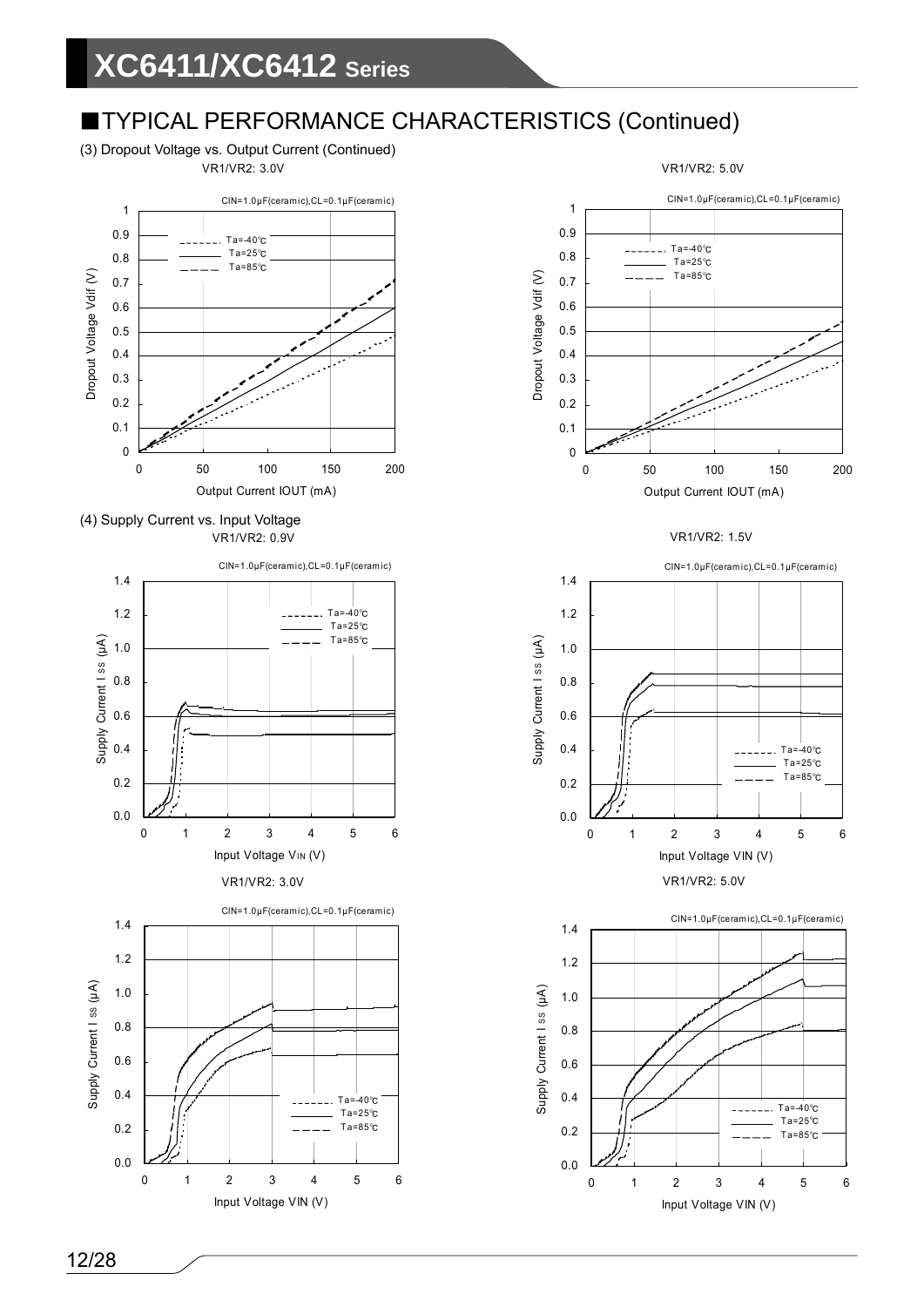## ■TYPICAL PERFORMANCE CHARACTERISTICS (Continued)

(3) Dropout Voltage vs. Output Current (Continued)

VR1/VR2: 3.0V

CIN=1.0μF(ceramic),CL=0.1μF(ceramic)

VR1/VR2: 5.0V

CIN=1.0μF(ceramic),CL=0.1μF(ceramic)

(4) Supply Current vs. Input Voltage

VR1/VR2: 0.9V

CIN=1.0μF(ceramic),CL=0.1μF(ceramic)

VR1/VR2: 1.5V

CIN=1.0μF(ceramic),CL=0.1μF(ceramic)

VR1/VR2: 3.0V

CIN=1.0μF(ceramic),CL=0.1μF(ceramic)

VR1/VR2: 5.0V

CIN=1.0μF(ceramic),CL=0.1μF(ceramic)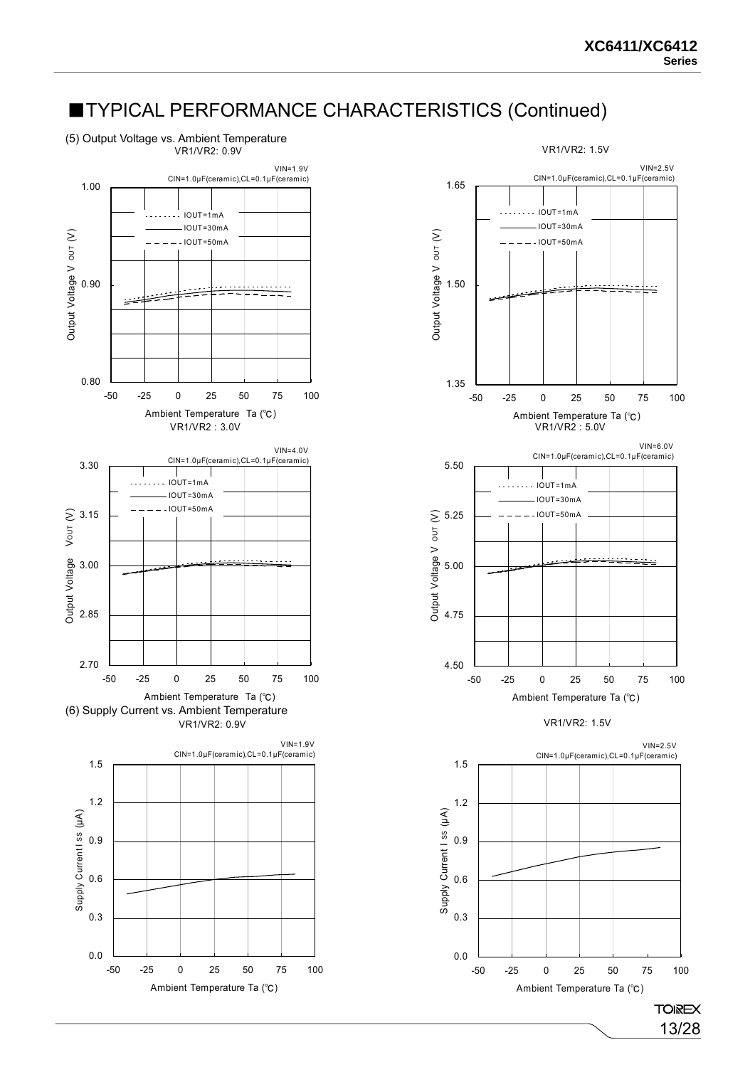## ■TYPICAL PERFORMANCE CHARACTERISTICS (Continued)

(5) Output Voltage vs. Ambient Temperature

VR1/VR2: 0.9V

VIN=1.9V
CIN=1.0μF(ceramic),CL=0.1μF(ceramic)

IOUT=1mA
IOUT=30mA
IOUT=50mA

Output Voltage V OUT (V)

Ambient Temperature Ta (℃)

VR1/VR2: 1.5V

VIN=2.5V
CIN=1.0μF(ceramic),CL=0.1μF(ceramic)

IOUT=1mA
IOUT=30mA
IOUT=50mA

Output Voltage V OUT (V)

Ambient Temperature Ta (℃)

VR1/VR2 : 3.0V

VIN=4.0V
CIN=1.0μF(ceramic),CL=0.1μF(ceramic)

IOUT=1mA
IOUT=30mA
IOUT=50mA

Output Voltage VOUT (V)

Ambient Temperature Ta (℃)

VR1/VR2 : 5.0V

VIN=6.0V
CIN=1.0μF(ceramic),CL=0.1μF(ceramic)

IOUT=1mA
IOUT=30mA
IOUT=50mA

Output Voltage V OUT (V)

Ambient Temperature Ta (℃)

(6) Supply Current vs. Ambient Temperature

VR1/VR2: 0.9V

VIN=1.9V
CIN=1.0μF(ceramic),CL=0.1μF(ceramic)

Supply Current I SS (μA)

Ambient Temperature Ta (℃)

VR1/VR2: 1.5V

VIN=2.5V
CIN=1.0μF(ceramic),CL=0.1μF(ceramic)

Supply Current I SS (μA)

Ambient Temperature Ta (℃)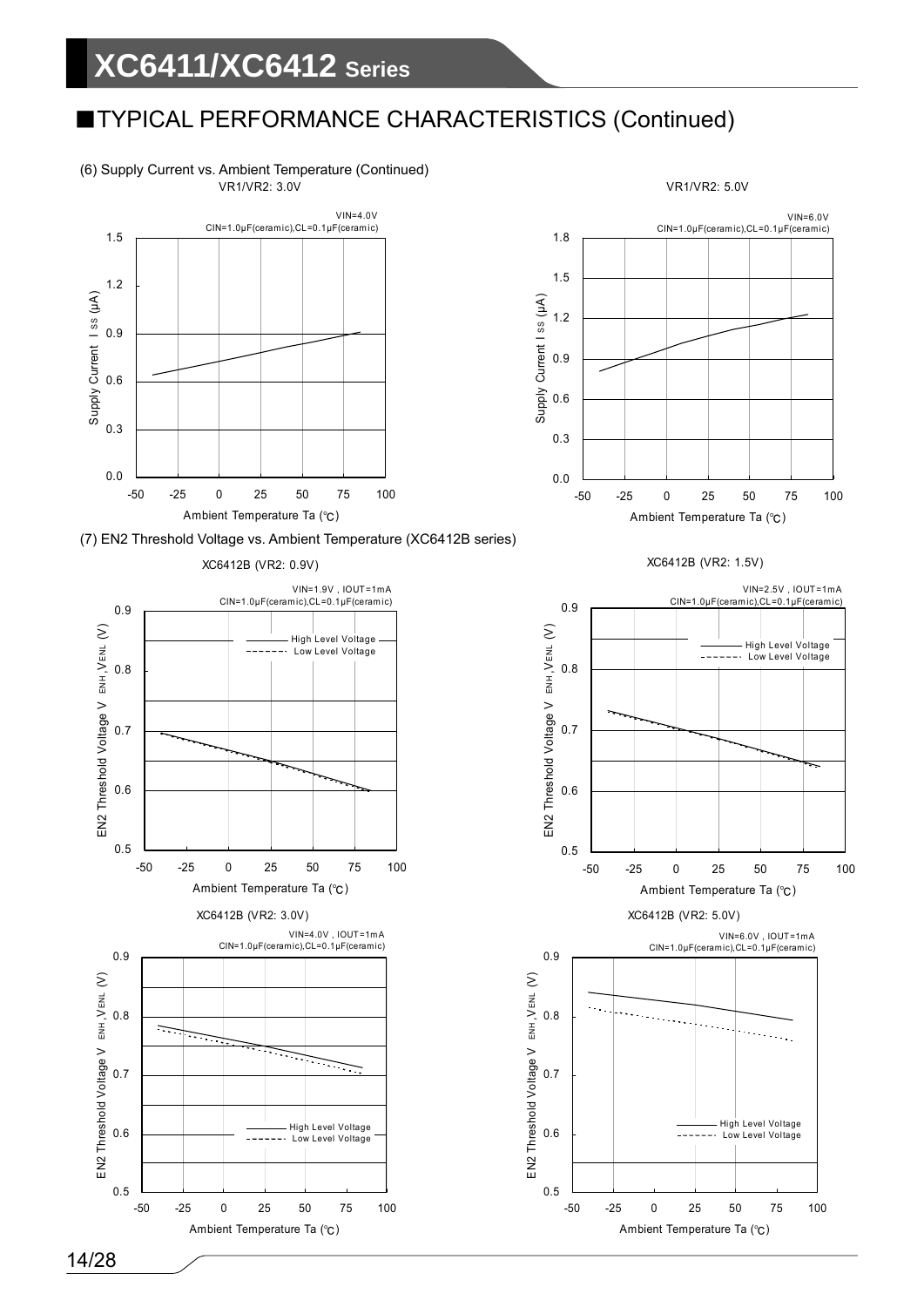## ■TYPICAL PERFORMANCE CHARACTERISTICS (Continued)

(6) Supply Current vs. Ambient Temperature (Continued)

VR1/VR2: 3.0V

VIN=4.0V
CIN=1.0μF(ceramic),CL=0.1μF(ceramic)

Supply Current ISS (μA)

Ambient Temperature Ta (℃)

VR1/VR2: 5.0V

VIN=6.0V
CIN=1.0μF(ceramic),CL=0.1μF(ceramic)

Supply Current ISS (μA)

Ambient Temperature Ta (℃)

(7) EN2 Threshold Voltage vs. Ambient Temperature (XC6412B series)

XC6412B (VR2: 0.9V)

VIN=1.9V , IOUT=1mA
CIN=1.0μF(ceramic),CL=0.1μF(ceramic)

High Level Voltage
Low Level Voltage

EN2 Threshold Voltage VENH,VENL (V)

Ambient Temperature Ta (℃)

XC6412B (VR2: 1.5V)

VIN=2.5V , IOUT=1mA
CIN=1.0μF(ceramic),CL=0.1μF(ceramic)

High Level Voltage
Low Level Voltage

EN2 Threshold Voltage VENH,VENL (V)

Ambient Temperature Ta (℃)

XC6412B (VR2: 3.0V)

VIN=4.0V , IOUT=1mA
CIN=1.0μF(ceramic),CL=0.1μF(ceramic)

High Level Voltage
Low Level Voltage

EN2 Threshold Voltage VENH,VENL (V)

Ambient Temperature Ta (℃)

XC6412B (VR2: 5.0V)

VIN=6.0V , IOUT=1mA
CIN=1.0μF(ceramic),CL=0.1μF(ceramic)

High Level Voltage
Low Level Voltage

EN2 Threshold Voltage VENH,VENL (V)

Ambient Temperature Ta (℃)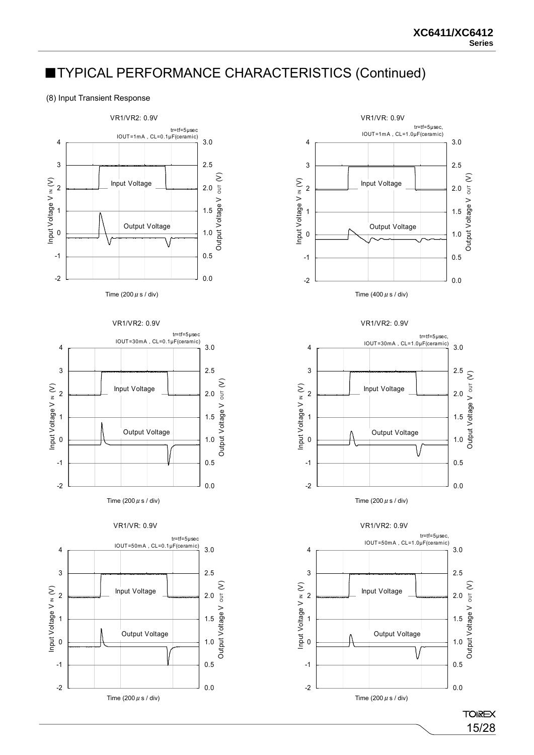## ■TYPICAL PERFORMANCE CHARACTERISTICS (Continued)

(8) Input Transient Response

VR1/VR2: 0.9V

tr=tf=5μsec
IOUT=1mA , CL=0.1μF(ceramic)

Input Voltage $V_{IN}$ (V) / Output Voltage $V_{OUT}$ (V)

Time (200 μs / div)

VR1/VR: 0.9V

tr=tf=5μsec,
IOUT=1mA , CL=1.0μF(ceramic)

Time (400 μs / div)

VR1/VR2: 0.9V

tr=tf=5μsec
IOUT=30mA , CL=0.1μF(ceramic)

Time (200 μs / div)

VR1/VR2: 0.9V

tr=tf=5μsec,
IOUT=30mA , CL=1.0μF(ceramic)

Time (200 μs / div)

VR1/VR: 0.9V

tr=tf=5μsec
IOUT=50mA , CL=0.1μF(ceramic)

Time (200 μs / div)

VR1/VR2: 0.9V

tr=tf=5μsec,
IOUT=50mA , CL=1.0μF(ceramic)

Time (200 μs / div)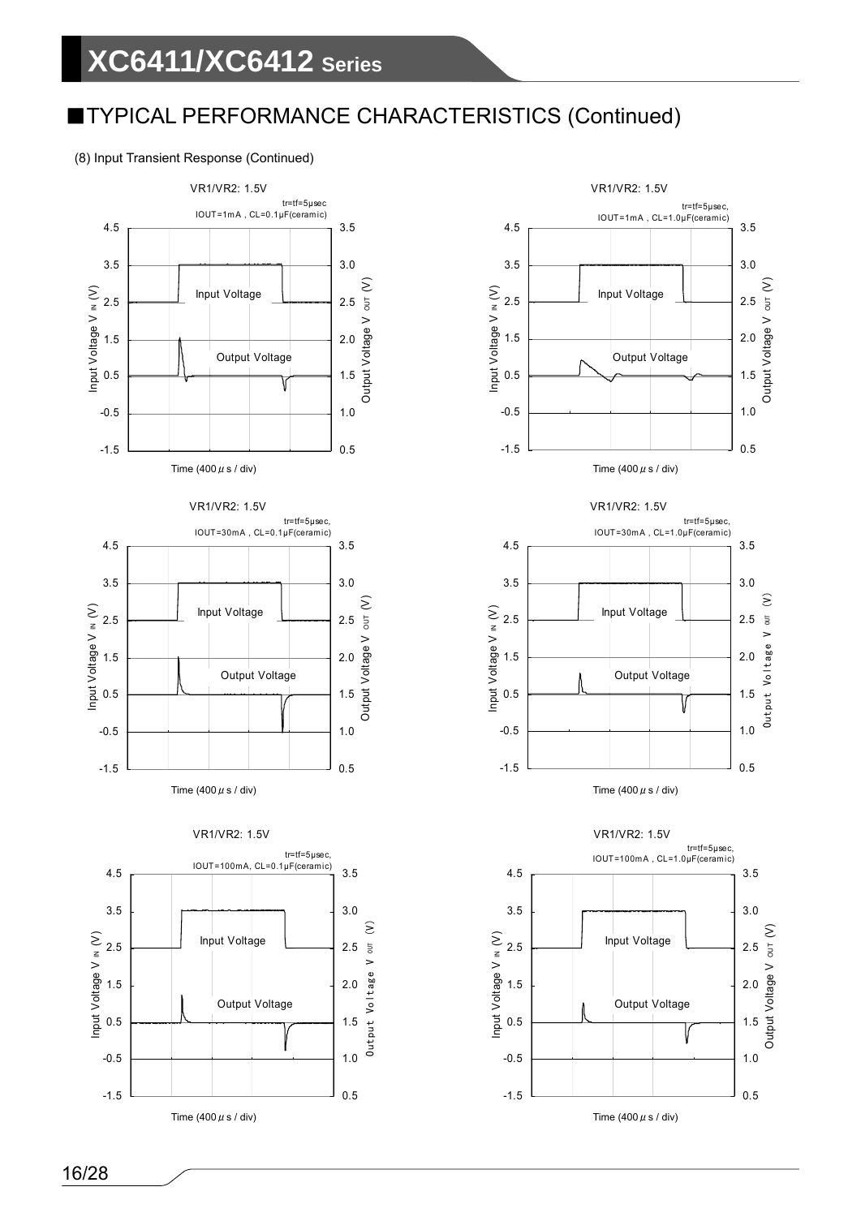## ■TYPICAL PERFORMANCE CHARACTERISTICS (Continued)

(8) Input Transient Response (Continued)

VR1/VR2: 1.5V
tr=tf=5μsec
IOUT=1mA , CL=0.1μF(ceramic)

Input Voltage V IN (V) / Output Voltage V OUT (V) / Time (400 μ s / div)

VR1/VR2: 1.5V
tr=tf=5μsec,
IOUT=1mA , CL=1.0μF(ceramic)

Input Voltage V IN (V) / Output Voltage V OUT (V) / Time (400 μ s / div)

VR1/VR2: 1.5V
tr=tf=5μsec,
IOUT=30mA , CL=0.1μF(ceramic)

Input Voltage V IN (V) / Output Voltage V OUT (V) / Time (400 μ s / div)

VR1/VR2: 1.5V
tr=tf=5μsec,
IOUT=30mA , CL=1.0μF(ceramic)

Input Voltage V IN (V) / Output Voltage V OUT (V) / Time (400 μ s / div)

VR1/VR2: 1.5V
tr=tf=5μsec,
IOUT=100mA, CL=0.1μF(ceramic)

Input Voltage V IN (V) / Output Voltage V OUT (V) / Time (400 μ s / div)

VR1/VR2: 1.5V
tr=tf=5μsec,
IOUT=100mA , CL=1.0μF(ceramic)

Input Voltage V IN (V) / Output Voltage V OUT (V) / Time (400 μ s / div)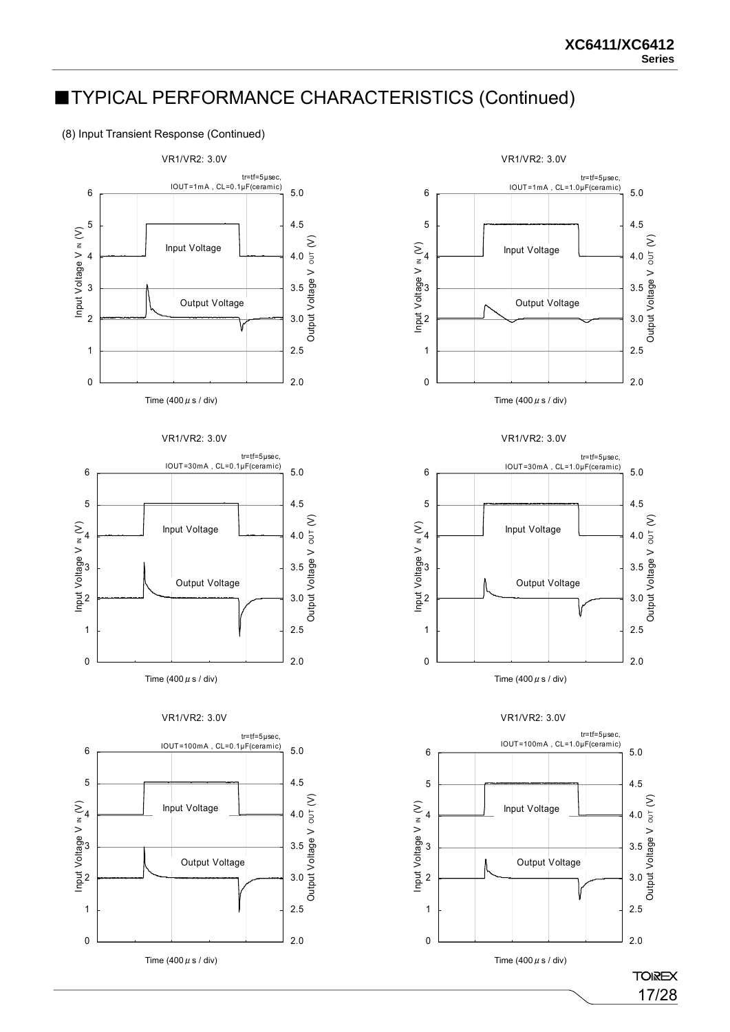## ■TYPICAL PERFORMANCE CHARACTERISTICS (Continued)

(8) Input Transient Response (Continued)

VR1/VR2: 3.0V

tr=tf=5μsec, IOUT=1mA , CL=0.1μF(ceramic)

VR1/VR2: 3.0V

tr=tf=5μsec, IOUT=1mA , CL=1.0μF(ceramic)

VR1/VR2: 3.0V

tr=tf=5μsec, IOUT=30mA , CL=0.1μF(ceramic)

VR1/VR2: 3.0V

tr=tf=5μsec, IOUT=30mA , CL=1.0μF(ceramic)

VR1/VR2: 3.0V

tr=tf=5μsec, IOUT=100mA , CL=0.1μF(ceramic)

VR1/VR2: 3.0V

tr=tf=5μsec, IOUT=100mA , CL=1.0μF(ceramic)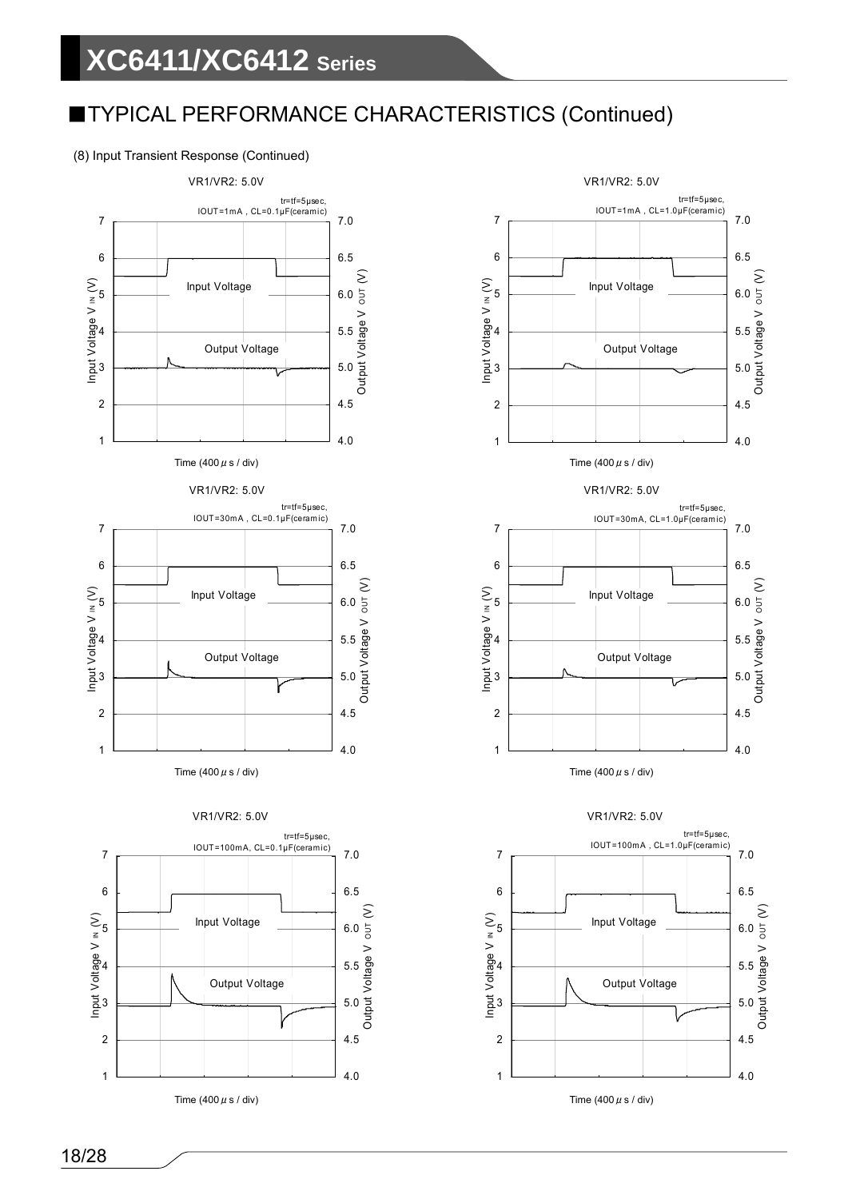## ■TYPICAL PERFORMANCE CHARACTERISTICS (Continued)

(8) Input Transient Response (Continued)

VR1/VR2: 5.0V

tr=tf=5μsec, IOUT=1mA , CL=0.1μF(ceramic)

Input Voltage $V_{IN}$ (V) / Output Voltage $V_{OUT}$ (V)

Input Voltage

Output Voltage

Time (400 μ s / div)

VR1/VR2: 5.0V

tr=tf=5μsec, IOUT=1mA , CL=1.0μF(ceramic)

Input Voltage $V_{IN}$ (V) / Output Voltage $V_{OUT}$ (V)

Input Voltage

Output Voltage

Time (400 μ s / div)

VR1/VR2: 5.0V

tr=tf=5μsec, IOUT=30mA , CL=0.1μF(ceramic)

Input Voltage $V_{IN}$ (V) / Output Voltage $V_{OUT}$ (V)

Input Voltage

Output Voltage

Time (400 μ s / div)

VR1/VR2: 5.0V

tr=tf=5μsec, IOUT=30mA, CL=1.0μF(ceramic)

Input Voltage $V_{IN}$ (V) / Output Voltage $V_{OUT}$ (V)

Input Voltage

Output Voltage

Time (400 μ s / div)

VR1/VR2: 5.0V

tr=tf=5μsec, IOUT=100mA, CL=0.1μF(ceramic)

Input Voltage $V_{IN}$ (V) / Output Voltage $V_{OUT}$ (V)

Input Voltage

Output Voltage

Time (400 μ s / div)

VR1/VR2: 5.0V

tr=tf=5μsec, IOUT=100mA , CL=1.0μF(ceramic)

Input Voltage $V_{IN}$ (V) / Output Voltage $V_{OUT}$ (V)

Input Voltage

Output Voltage

Time (400 μ s / div)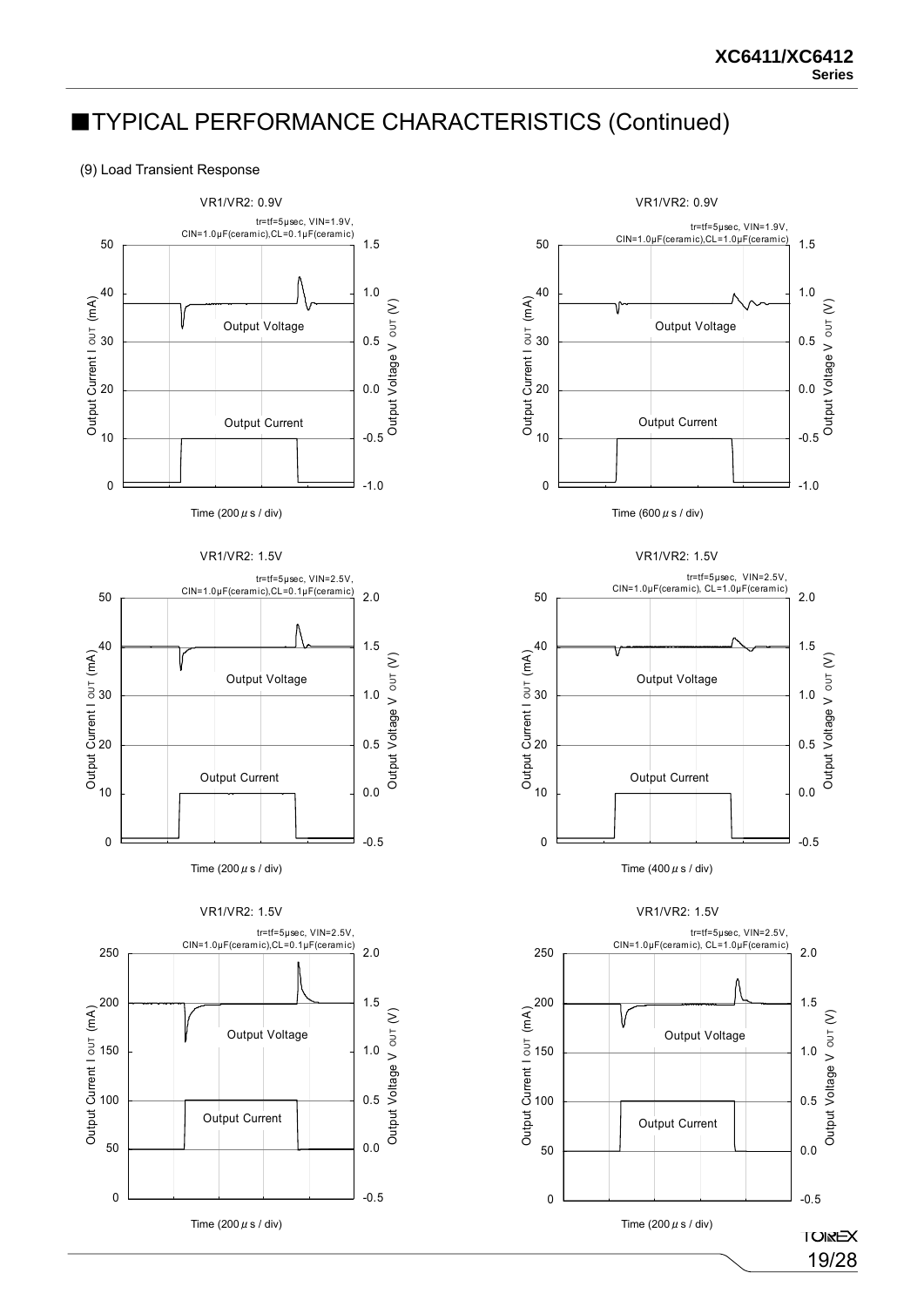## ■TYPICAL PERFORMANCE CHARACTERISTICS (Continued)

(9) Load Transient Response

VR1/VR2: 0.9V

tr=tf=5μsec, VIN=1.9V, CIN=1.0μF(ceramic),CL=0.1μF(ceramic)

Output Current I OUT (mA) / Output Voltage V OUT (V)

Output Voltage

Output Current

Time (200 μ s / div)

VR1/VR2: 0.9V

tr=tf=5μsec, VIN=1.9V, CIN=1.0μF(ceramic),CL=1.0μF(ceramic)

Output Current I OUT (mA) / Output Voltage V OUT (V)

Output Voltage

Output Current

Time (600 μ s / div)

VR1/VR2: 1.5V

tr=tf=5μsec, VIN=2.5V, CIN=1.0μF(ceramic),CL=0.1μF(ceramic)

Output Current I OUT (mA) / Output Voltage V OUT (V)

Output Voltage

Output Current

Time (200 μ s / div)

VR1/VR2: 1.5V

tr=tf=5μsec, VIN=2.5V, CIN=1.0μF(ceramic), CL=1.0μF(ceramic)

Output Current I OUT (mA) / Output Voltage V OUT (V)

Output Voltage

Output Current

Time (400 μ s / div)

VR1/VR2: 1.5V

tr=tf=5μsec, VIN=2.5V, CIN=1.0μF(ceramic),CL=0.1μF(ceramic)

Output Current I OUT (mA) / Output Voltage V OUT (V)

Output Voltage

Output Current

Time (200 μ s / div)

VR1/VR2: 1.5V

tr=tf=5μsec, VIN=2.5V, CIN=1.0μF(ceramic), CL=1.0μF(ceramic)

Output Current I OUT (mA) / Output Voltage V OUT (V)

Output Voltage

Output Current

Time (200 μ s / div)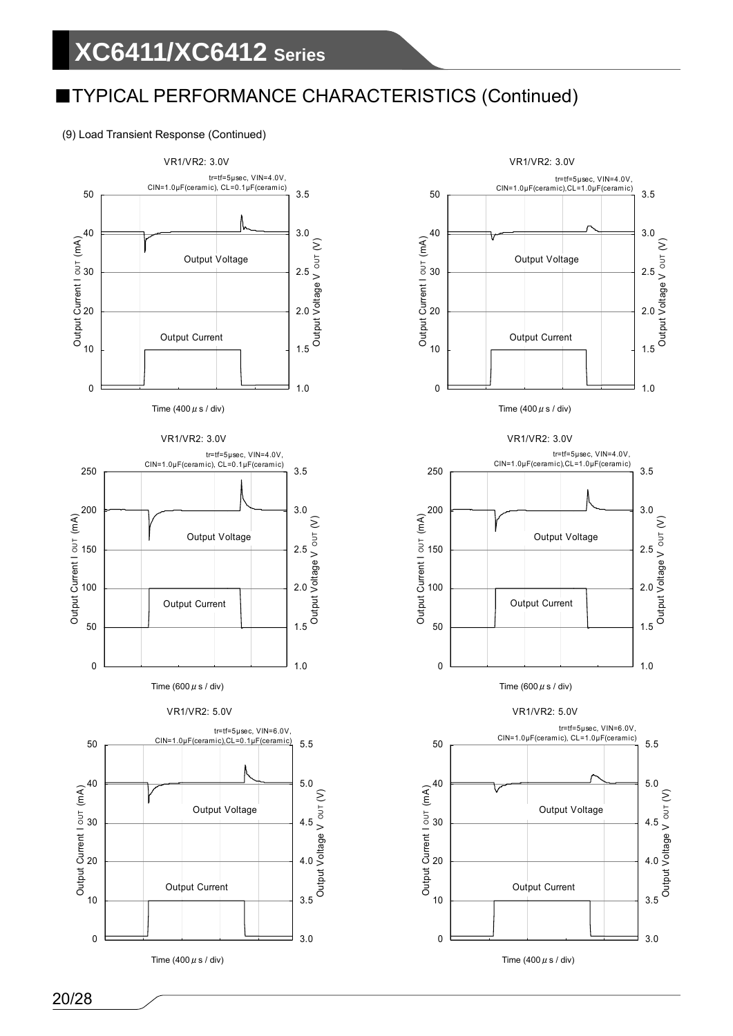## ■TYPICAL PERFORMANCE CHARACTERISTICS (Continued)

(9) Load Transient Response (Continued)

VR1/VR2: 3.0V

tr=tf=5μsec, VIN=4.0V, CIN=1.0μF(ceramic), CL=0.1μF(ceramic)

Output Voltage

Output Current

Output Current I OUT (mA)

Output Voltage V OUT (V)

Time (400 μ s / div)

VR1/VR2: 3.0V

tr=tf=5μsec, VIN=4.0V, CIN=1.0μF(ceramic),CL=1.0μF(ceramic)

Output Voltage

Output Current

Output Current I OUT (mA)

Output Voltage V OUT (V)

Time (400 μ s / div)

VR1/VR2: 3.0V

tr=tf=5μsec, VIN=4.0V, CIN=1.0μF(ceramic), CL=0.1μF(ceramic)

Output Voltage

Output Current

Output Current I OUT (mA)

Output Voltage V OUT (V)

Time (600 μ s / div)

VR1/VR2: 3.0V

tr=tf=5μsec, VIN=4.0V, CIN=1.0μF(ceramic),CL=1.0μF(ceramic)

Output Voltage

Output Current

Output Current I OUT (mA)

Output Voltage V OUT (V)

Time (600 μ s / div)

VR1/VR2: 5.0V

tr=tf=5μsec, VIN=6.0V, CIN=1.0μF(ceramic),CL=0.1μF(ceramic)

Output Voltage

Output Current

Output Current I OUT (mA)

Output Voltage V OUT (V)

Time (400 μ s / div)

VR1/VR2: 5.0V

tr=tf=5μsec, VIN=6.0V, CIN=1.0μF(ceramic), CL=1.0μF(ceramic)

Output Voltage

Output Current

Output Current I OUT (mA)

Output Voltage V OUT (V)

Time (400 μ s / div)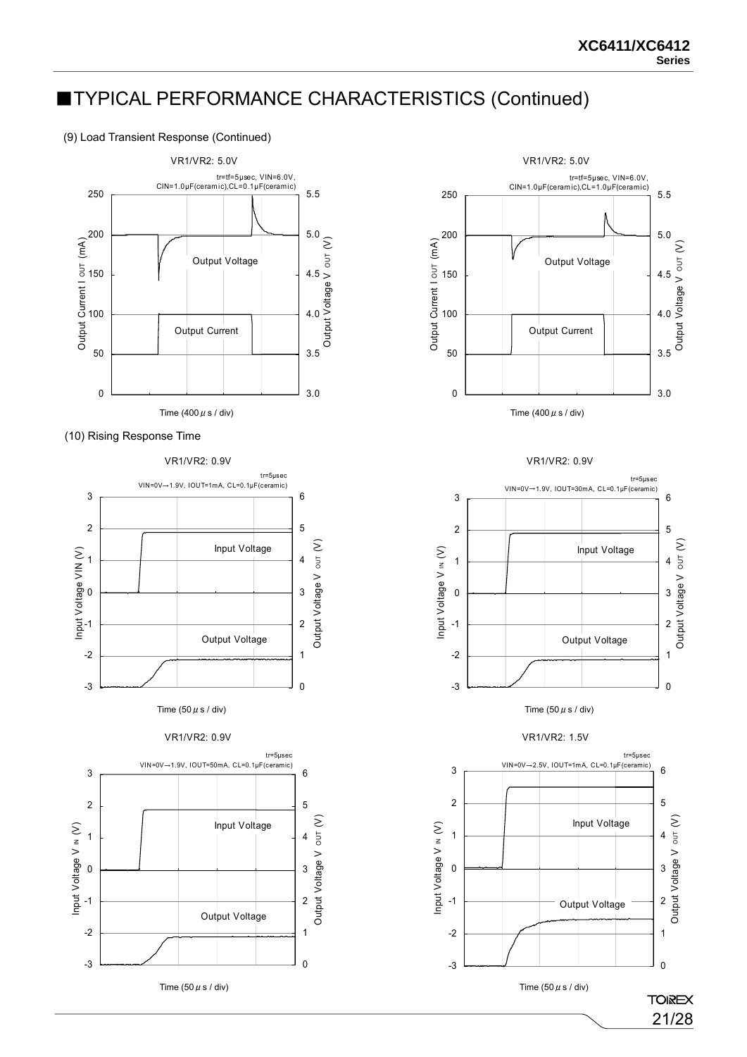## ■TYPICAL PERFORMANCE CHARACTERISTICS (Continued)

(9) Load Transient Response (Continued)

VR1/VR2: 5.0V

tr=tf=5μsec, VIN=6.0V, CIN=1.0μF(ceramic),CL=0.1μF(ceramic)

VR1/VR2: 5.0V

tr=tf=5μsec, VIN=6.0V, CIN=1.0μF(ceramic),CL=1.0μF(ceramic)

(10) Rising Response Time

VR1/VR2: 0.9V

tr=5μsec VIN=0V→1.9V, IOUT=1mA, CL=0.1μF(ceramic)

VR1/VR2: 0.9V

tr=5μsec VIN=0V→1.9V, IOUT=30mA, CL=0.1μF(ceramic)

VR1/VR2: 0.9V

tr=5μsec VIN=0V→1.9V, IOUT=50mA, CL=0.1μF(ceramic)

VR1/VR2: 1.5V

tr=5μsec VIN=0V→2.5V, IOUT=1mA, CL=0.1μF(ceramic)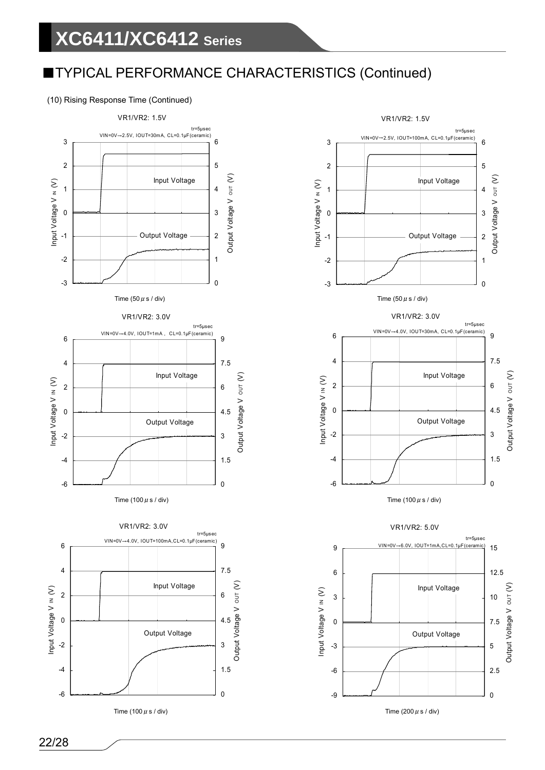## ■TYPICAL PERFORMANCE CHARACTERISTICS (Continued)

(10) Rising Response Time (Continued)

VR1/VR2: 1.5V

tr=5μsec
VIN=0V→2.5V, IOUT=30mA, CL=0.1μF(ceramic)

Time (50 μ s / div)

VR1/VR2: 1.5V

tr=5μsec
VIN=0V→2.5V, IOUT=100mA, CL=0.1μF(ceramic)

Time (50 μ s / div)

VR1/VR2: 3.0V

tr=5μsec
VIN=0V→4.0V, IOUT=1mA , CL=0.1μF(ceramic)

Time (100 μ s / div)

VR1/VR2: 3.0V

tr=5μsec
VIN=0V→4.0V, IOUT=30mA, CL=0.1μF(ceramic)

Time (100 μ s / div)

VR1/VR2: 3.0V

tr=5μsec
VIN=0V→4.0V, IOUT=100mA,CL=0.1μF(ceramic)

Time (100 μ s / div)

VR1/VR2: 5.0V

tr=5μsec
VIN=0V→6.0V, IOUT=1mA,CL=0.1μF(ceramic)

Time (200 μ s / div)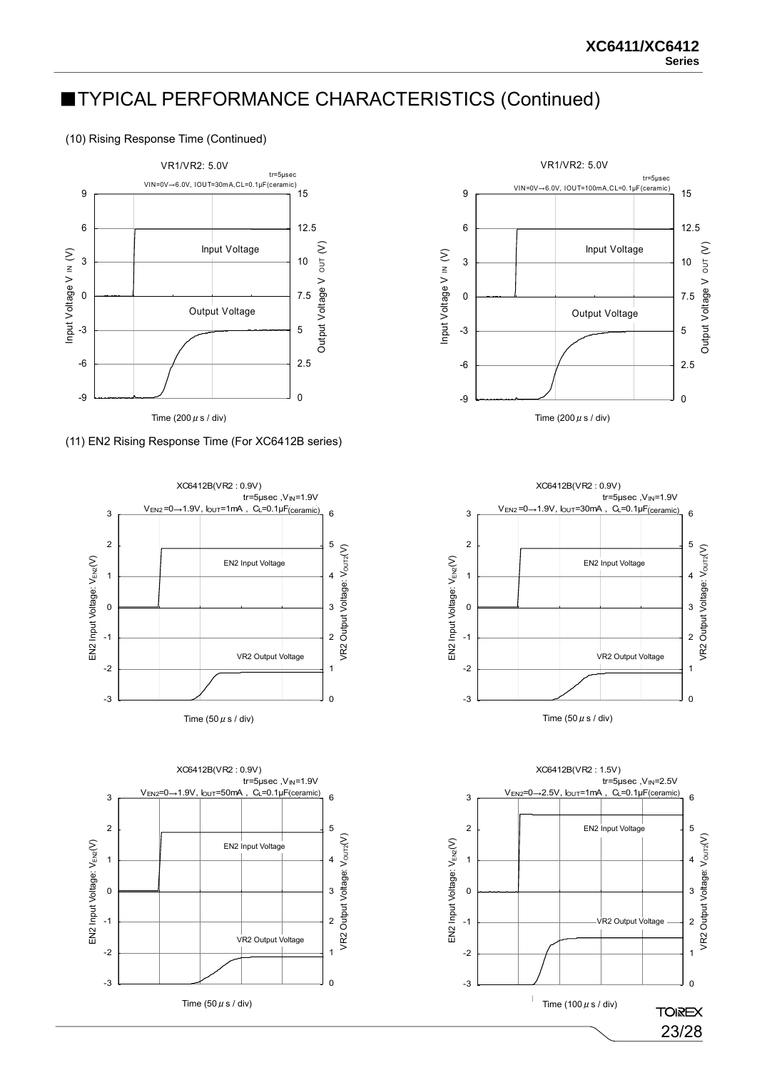# ■TYPICAL PERFORMANCE CHARACTERISTICS (Continued)

(10) Rising Response Time (Continued)

VR1/VR2: 5.0V

tr=5μsec

VIN=0V→6.0V, IOUT=30mA, CL=0.1μF(ceramic)

Input Voltage V IN (V) / Output Voltage V OUT (V)

Input Voltage

Output Voltage

Time (200 μ s / div)

VR1/VR2: 5.0V

tr=5μsec

VIN=0V→6.0V, IOUT=100mA, CL=0.1μF(ceramic)

Input Voltage V IN (V) / Output Voltage V OUT (V)

Input Voltage

Output Voltage

Time (200 μ s / div)

(11) EN2 Rising Response Time (For XC6412B series)

XC6412B(VR2 : 0.9V)

tr=5μsec , $V_{IN}$=1.9V

$V_{EN2}$=0→1.9V, $I_{OUT}$=1mA , $C_L$=0.1μF(ceramic)

EN2 Input Voltage: $V_{EN2}$(V) / VR2 Output Voltage: $V_{OUT2}$(V)

EN2 Input Voltage

VR2 Output Voltage

Time (50 μ s / div)

XC6412B(VR2 : 0.9V)

tr=5μsec , $V_{IN}$=1.9V

$V_{EN2}$=0→1.9V, $I_{OUT}$=30mA , $C_L$=0.1μF(ceramic)

EN2 Input Voltage: $V_{EN2}$(V) / VR2 Output Voltage: $V_{OUT2}$(V)

EN2 Input Voltage

VR2 Output Voltage

Time (50 μ s / div)

XC6412B(VR2 : 0.9V)

tr=5μsec , $V_{IN}$=1.9V

$V_{EN2}$=0→1.9V, $I_{OUT}$=50mA , $C_L$=0.1μF(ceramic)

EN2 Input Voltage: $V_{EN2}$(V) / VR2 Output Voltage: $V_{OUT2}$(V)

EN2 Input Voltage

VR2 Output Voltage

Time (50 μ s / div)

XC6412B(VR2 : 1.5V)

tr=5μsec , $V_{IN}$=2.5V

$V_{EN2}$=0→2.5V, $I_{OUT}$=1mA , $C_L$=0.1μF(ceramic)

EN2 Input Voltage: $V_{EN2}$(V) / VR2 Output Voltage: $V_{OUT2}$(V)

EN2 Input Voltage

VR2 Output Voltage

Time (100 μ s / div)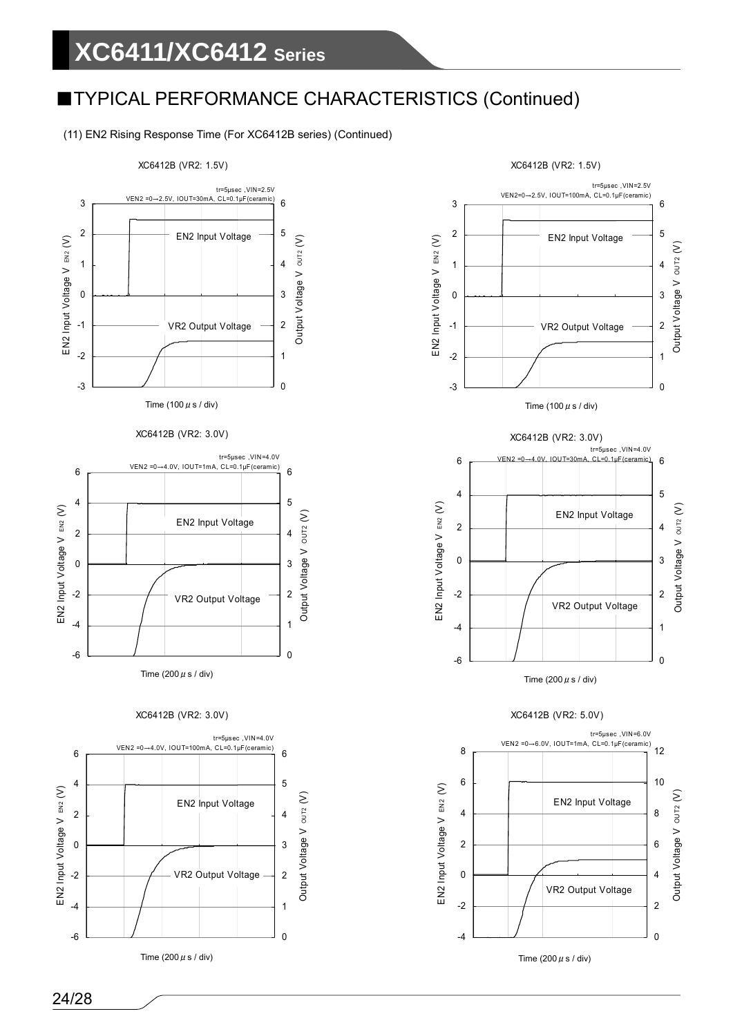## ■TYPICAL PERFORMANCE CHARACTERISTICS (Continued)

(11) EN2 Rising Response Time (For XC6412B series) (Continued)

XC6412B (VR2: 1.5V)

tr=5μsec ,VIN=2.5V
VEN2 =0→2.5V, IOUT=30mA, CL=0.1μF(ceramic)

EN2 Input Voltage

VR2 Output Voltage

EN2 Input Voltage V EN2 (V)

Output Voltage V OUT2 (V)

Time (100 μ s / div)

XC6412B (VR2: 1.5V)

tr=5μsec ,VIN=2.5V
VEN2=0→2.5V, IOUT=100mA, CL=0.1μF(ceramic)

EN2 Input Voltage

VR2 Output Voltage

EN2 Input Voltage V EN2 (V)

Output Voltage V OUT2 (V)

Time (100 μ s / div)

XC6412B (VR2: 3.0V)

tr=5μsec ,VIN=4.0V
VEN2 =0→4.0V, IOUT=1mA, CL=0.1μF(ceramic)

EN2 Input Voltage

VR2 Output Voltage

EN2 Input Voltage V EN2 (V)

Output Voltage V OUT2 (V)

Time (200 μ s / div)

XC6412B (VR2: 3.0V)

tr=5μsec ,VIN=4.0V
VEN2 =0→4.0V, IOUT=30mA, CL=0.1μF(ceramic)

EN2 Input Voltage

VR2 Output Voltage

EN2 Input Voltage V EN2 (V)

Output Voltage V OUT2 (V)

Time (200 μ s / div)

XC6412B (VR2: 3.0V)

tr=5μsec ,VIN=4.0V
VEN2 =0→4.0V, IOUT=100mA, CL=0.1μF(ceramic)

EN2 Input Voltage

VR2 Output Voltage

EN2 Input Voltage V EN2 (V)

Output Voltage V OUT2 (V)

Time (200 μ s / div)

XC6412B (VR2: 5.0V)

tr=5μsec ,VIN=6.0V
VEN2 =0→6.0V, IOUT=1mA, CL=0.1μF(ceramic)

EN2 Input Voltage

VR2 Output Voltage

EN2 Input Voltage V EN2 (V)

Output Voltage V OUT2 (V)

Time (200 μ s / div)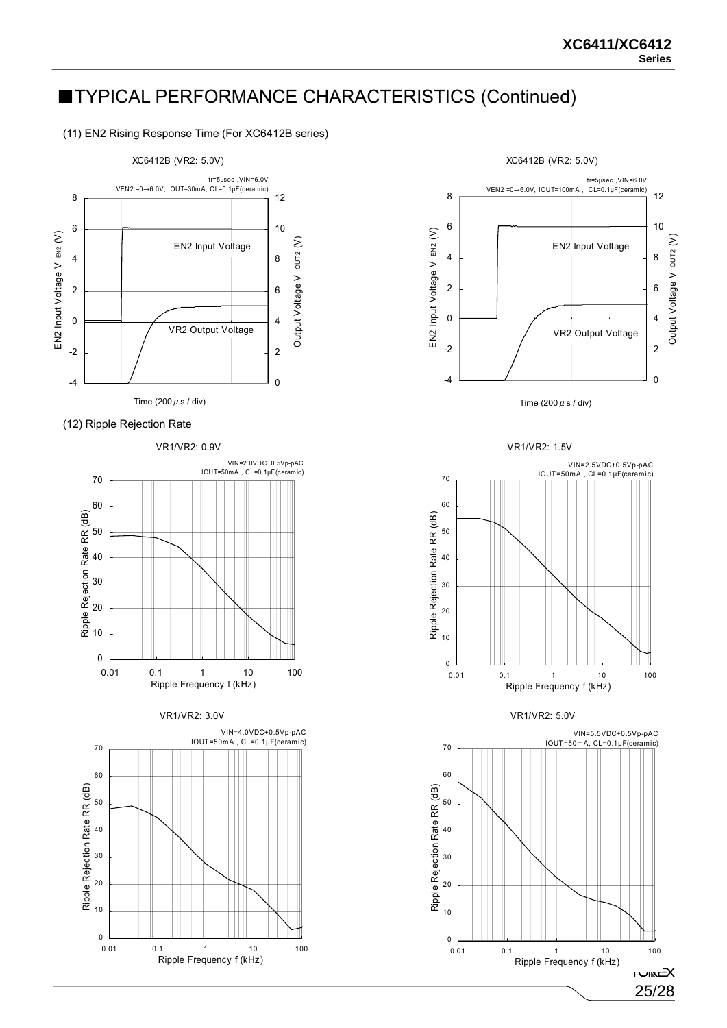## ■TYPICAL PERFORMANCE CHARACTERISTICS (Continued)

(11) EN2 Rising Response Time (For XC6412B series)

XC6412B (VR2: 5.0V)

tr=5μsec ,VIN=6.0V
VEN2 =0→6.0V, IOUT=30mA, CL=0.1μF(ceramic)

EN2 Input Voltage
VR2 Output Voltage

EN2 Input Voltage $V_{EN2}$ (V)
Output Voltage $V_{OUT2}$ (V)
Time (200 $\mu$ s / div)

XC6412B (VR2: 5.0V)

tr=5μsec ,VIN=6.0V
VEN2 =0→6.0V, IOUT=100mA , CL=0.1μF(ceramic)

EN2 Input Voltage
VR2 Output Voltage

EN2 Input Voltage $V_{EN2}$ (V)
Output Voltage $V_{OUT2}$ (V)
Time (200 $\mu$ s / div)

(12) Ripple Rejection Rate

VR1/VR2: 0.9V

VIN=2.0VDC+0.5Vp-pAC
IOUT=50mA , CL=0.1μF(ceramic)

Ripple Rejection Rate RR (dB)
Ripple Frequency f (kHz)

VR1/VR2: 1.5V

VIN=2.5VDC+0.5Vp-pAC
IOUT=50mA , CL=0.1μF(ceramic)

Ripple Rejection Rate RR (dB)
Ripple Frequency f (kHz)

VR1/VR2: 3.0V

VIN=4.0VDC+0.5Vp-pAC
IOUT=50mA , CL=0.1μF(ceramic)

Ripple Rejection Rate RR (dB)
Ripple Frequency f (kHz)

VR1/VR2: 5.0V

VIN=5.5VDC+0.5Vp-pAC
IOUT=50mA, CL=0.1μF(ceramic)

Ripple Rejection Rate RR (dB)
Ripple Frequency f (kHz)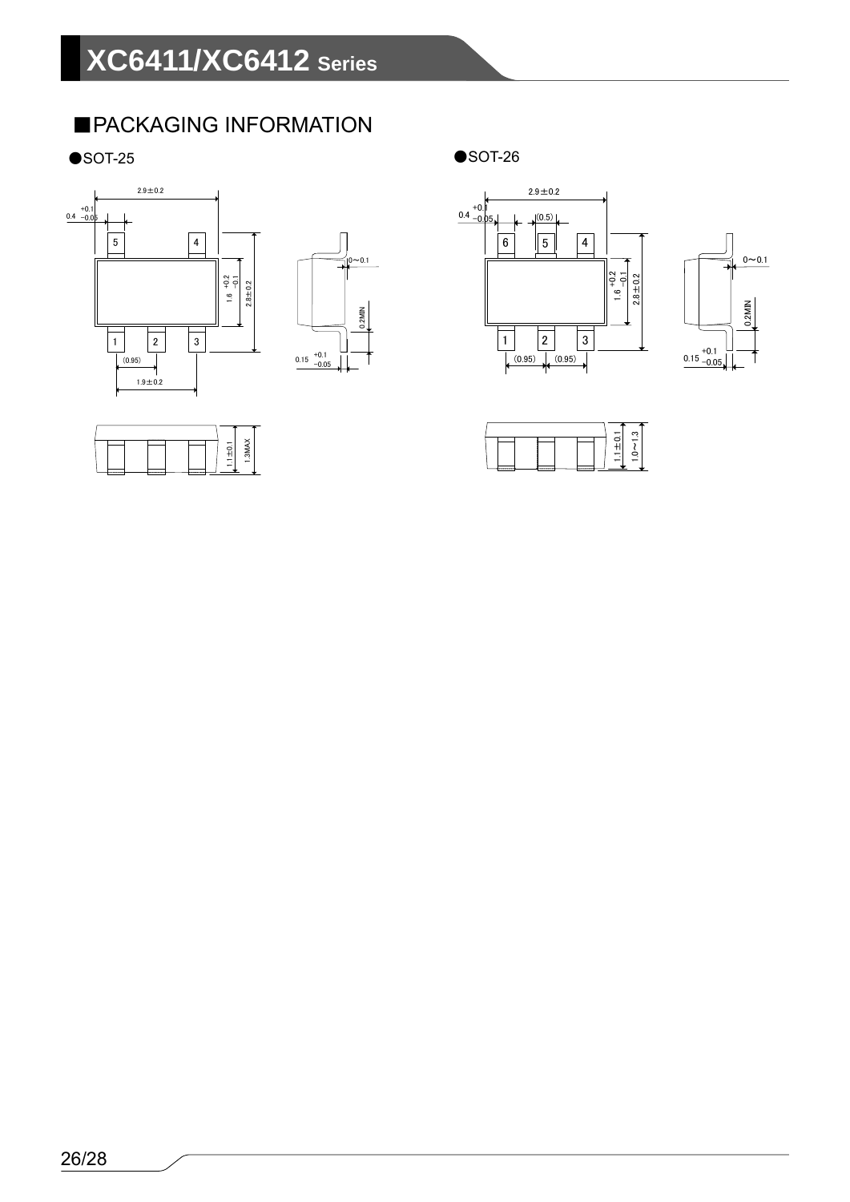## ■PACKAGING INFORMATION

●SOT-25

2.9±0.2

$0.4^{+0.1}_{-0.05}$

5 4

1 2 3

$1.6^{+0.2}_{-0.1}$

2.8±0.2

(0.95)

1.9±0.2

0~0.1

0.2MIN

$0.15^{+0.1}_{-0.05}$

1.1±0.1

1.3MAX

●SOT-26

2.9±0.2

$0.4^{+0.1}_{-0.05}$

(0.5)

6 5 4

1 2 3

$1.6^{+0.2}_{-0.1}$

2.8±0.2

(0.95) (0.95)

0~0.1

0.2MIN

$0.15^{+0.1}_{-0.05}$

1.1±0.1

1.0~1.3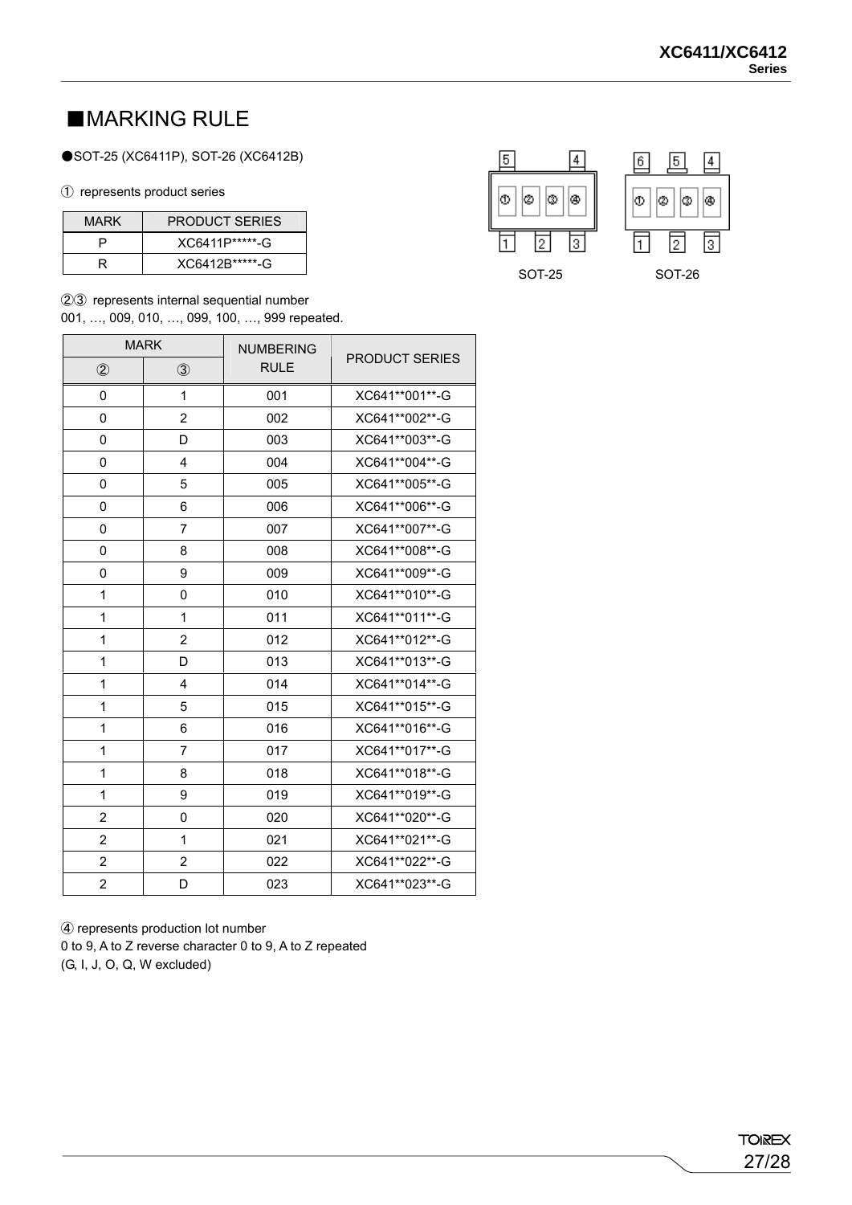## ■MARKING RULE

●SOT-25 (XC6411P), SOT-26 (XC6412B)

① represents product series

| MARK | PRODUCT SERIES |
|---|---|
| P | XC6411P*****-G |
| R | XC6412B*****-G |

SOT-25　　SOT-26

②③ represents internal sequential number
001, …, 009, 010, …, 099, 100, …, 999 repeated.

| MARK | | NUMBERING RULE | PRODUCT SERIES |
|---|---|---|---|
| ② | ③ | | |
| 0 | 1 | 001 | XC641**001**-G |
| 0 | 2 | 002 | XC641**002**-G |
| 0 | D | 003 | XC641**003**-G |
| 0 | 4 | 004 | XC641**004**-G |
| 0 | 5 | 005 | XC641**005**-G |
| 0 | 6 | 006 | XC641**006**-G |
| 0 | 7 | 007 | XC641**007**-G |
| 0 | 8 | 008 | XC641**008**-G |
| 0 | 9 | 009 | XC641**009**-G |
| 1 | 0 | 010 | XC641**010**-G |
| 1 | 1 | 011 | XC641**011**-G |
| 1 | 2 | 012 | XC641**012**-G |
| 1 | D | 013 | XC641**013**-G |
| 1 | 4 | 014 | XC641**014**-G |
| 1 | 5 | 015 | XC641**015**-G |
| 1 | 6 | 016 | XC641**016**-G |
| 1 | 7 | 017 | XC641**017**-G |
| 1 | 8 | 018 | XC641**018**-G |
| 1 | 9 | 019 | XC641**019**-G |
| 2 | 0 | 020 | XC641**020**-G |
| 2 | 1 | 021 | XC641**021**-G |
| 2 | 2 | 022 | XC641**022**-G |
| 2 | D | 023 | XC641**023**-G |

④ represents production lot number
0 to 9, A to Z reverse character 0 to 9, A to Z repeated
(G, I, J, O, Q, W excluded)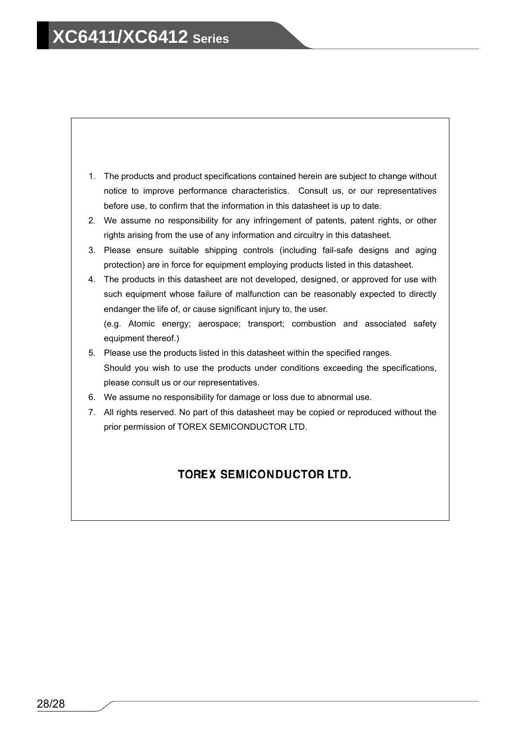1. The products and product specifications contained herein are subject to change without notice to improve performance characteristics. Consult us, or our representatives before use, to confirm that the information in this datasheet is up to date.
2. We assume no responsibility for any infringement of patents, patent rights, or other rights arising from the use of any information and circuitry in this datasheet.
3. Please ensure suitable shipping controls (including fail-safe designs and aging protection) are in force for equipment employing products listed in this datasheet.
4. The products in this datasheet are not developed, designed, or approved for use with such equipment whose failure of malfunction can be reasonably expected to directly endanger the life of, or cause significant injury to, the user.
   (e.g. Atomic energy; aerospace; transport; combustion and associated safety equipment thereof.)
5. Please use the products listed in this datasheet within the specified ranges.
   Should you wish to use the products under conditions exceeding the specifications, please consult us or our representatives.
6. We assume no responsibility for damage or loss due to abnormal use.
7. All rights reserved. No part of this datasheet may be copied or reproduced without the prior permission of TOREX SEMICONDUCTOR LTD.

**TOREX SEMICONDUCTOR LTD.**